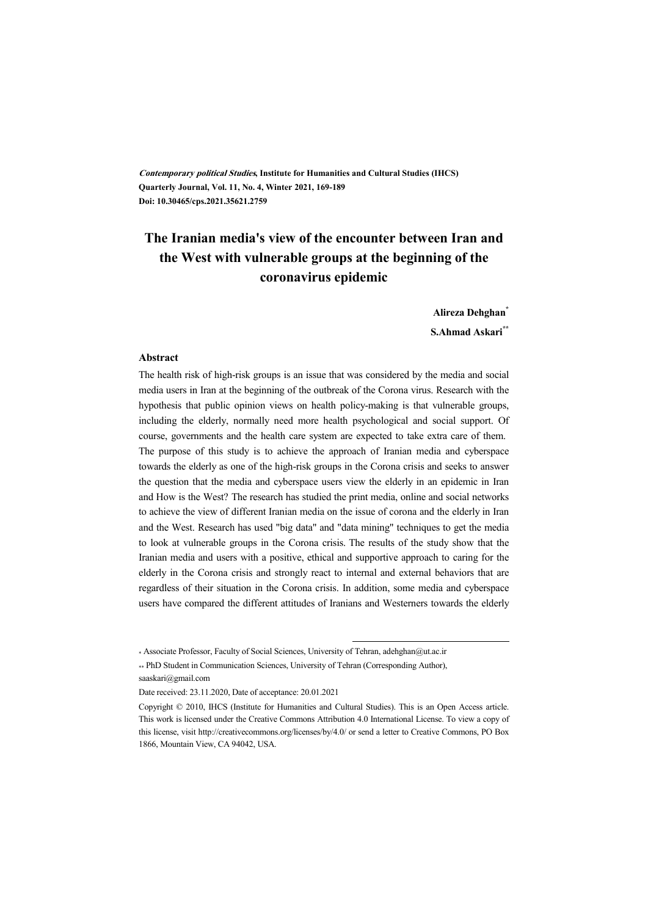*Contemporary political Studies*, **Institute for Humanities and Cultural Studies (IHCS)**
**Quarterly Journal, Vol. 11, No. 4, Winter 2021, 169-189**
**Doi: 10.30465/cps.2021.35621.2759**

# The Iranian media's view of the encounter between Iran and the West with vulnerable groups at the beginning of the coronavirus epidemic

**Alireza Dehghan***

**S.Ahmad Askari****

### Abstract

The health risk of high-risk groups is an issue that was considered by the media and social media users in Iran at the beginning of the outbreak of the Corona virus. Research with the hypothesis that public opinion views on health policy-making is that vulnerable groups, including the elderly, normally need more health psychological and social support. Of course, governments and the health care system are expected to take extra care of them. The purpose of this study is to achieve the approach of Iranian media and cyberspace towards the elderly as one of the high-risk groups in the Corona crisis and seeks to answer the question that the media and cyberspace users view the elderly in an epidemic in Iran and How is the West? The research has studied the print media, online and social networks to achieve the view of different Iranian media on the issue of corona and the elderly in Iran and the West. Research has used "big data" and "data mining" techniques to get the media to look at vulnerable groups in the Corona crisis. The results of the study show that the Iranian media and users with a positive, ethical and supportive approach to caring for the elderly in the Corona crisis and strongly react to internal and external behaviors that are regardless of their situation in the Corona crisis. In addition, some media and cyberspace users have compared the different attitudes of Iranians and Westerners towards the elderly

---

* Associate Professor, Faculty of Social Sciences, University of Tehran, adehghan@ut.ac.ir

** PhD Student in Communication Sciences, University of Tehran (Corresponding Author), saaskari@gmail.com

Date received: 23.11.2020, Date of acceptance: 20.01.2021

Copyright © 2010, IHCS (Institute for Humanities and Cultural Studies). This is an Open Access article. This work is licensed under the Creative Commons Attribution 4.0 International License. To view a copy of this license, visit http://creativecommons.org/licenses/by/4.0/ or send a letter to Creative Commons, PO Box 1866, Mountain View, CA 94042, USA.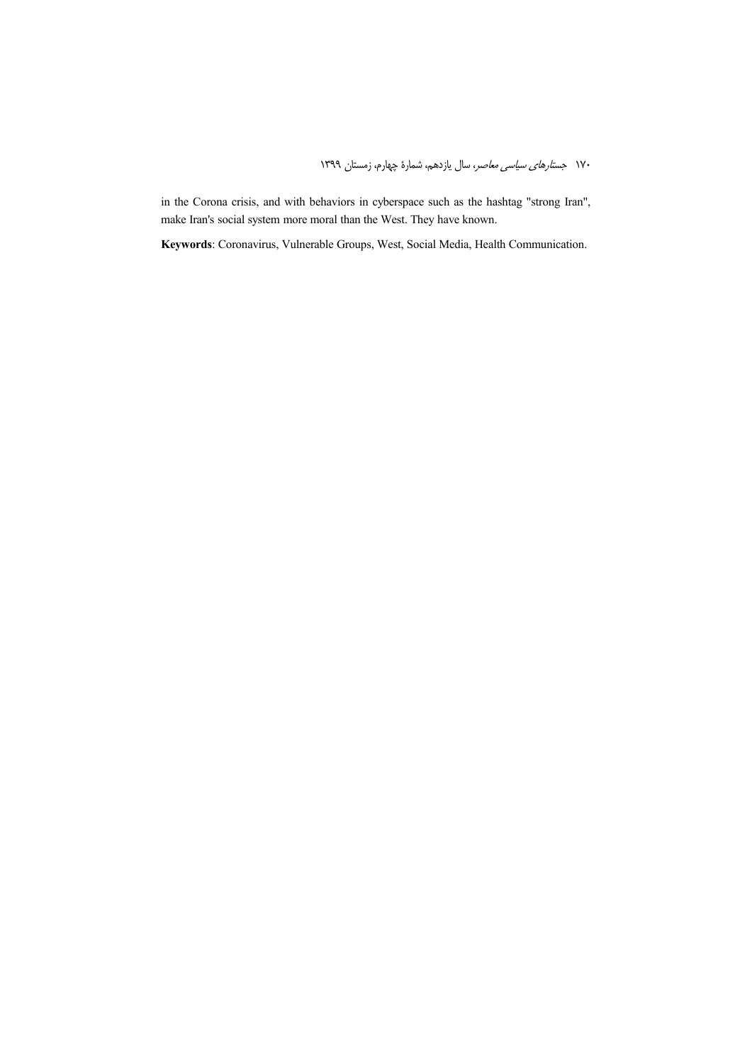in the Corona crisis, and with behaviors in cyberspace such as the hashtag "strong Iran", make Iran's social system more moral than the West. They have known.

**Keywords**: Coronavirus, Vulnerable Groups, West, Social Media, Health Communication.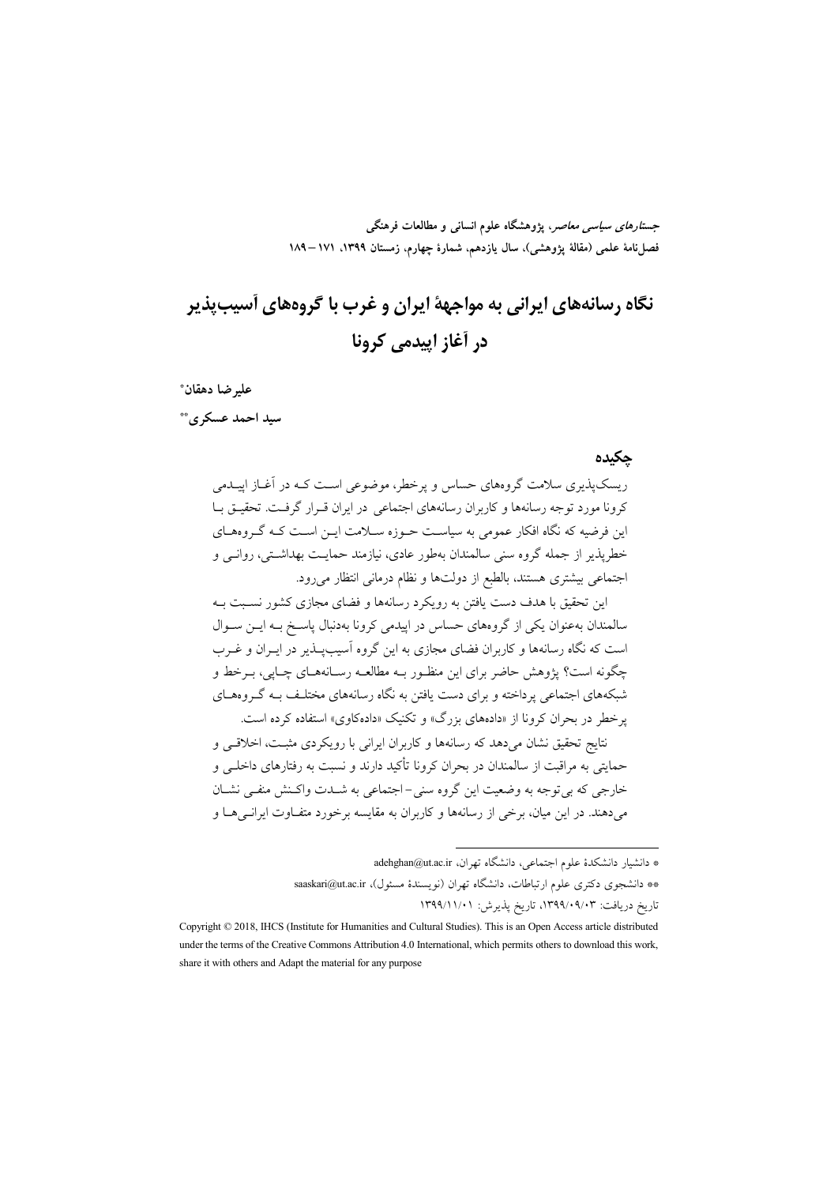*جستارهای سیاسی معاصر*، پژوهشگاه علوم انسانی و مطالعات فرهنگی
فصل‌نامهٔ علمی (مقالهٔ پژوهشی)، سال یازدهم، شمارهٔ چهارم، زمستان ۱۳۹۹، ۱۷۱ – ۱۸۹

# نگاه رسانه‌های ایرانی به مواجههٔ ایران و غرب با گروه‌های آسیب‌پذیر در آغاز اپیدمی کرونا

**علیرضا دهقان***

**سید احمد عسکری****

## چکیده

ریسک‌پذیری سلامت گروه‌های حساس و پرخطر، موضوعی است که در آغاز اپیدمی کرونا مورد توجه رسانه‌ها و کاربران رسانه‌های اجتماعی در ایران قرار گرفت. تحقیق با این فرضیه که نگاه افکار عمومی به سیاست حوزه سلامت این است که گروه‌های خطرپذیر از جمله گروه سنی سالمندان به‌طور عادی، نیازمند حمایت بهداشتی، روانی و اجتماعی بیشتری هستند، بالطبع از دولت‌ها و نظام درمانی انتظار می‌رود.

این تحقیق با هدف دست یافتن به رویکرد رسانه‌ها و فضای مجازی کشور نسبت به سالمندان به‌عنوان یکی از گروه‌های حساس در اپیدمی کرونا به‌دنبال پاسخ به این سوال است که نگاه رسانه‌ها و کاربران فضای مجازی به این گروه آسیب‌پذیر در ایران و غرب چگونه است؟ پژوهش حاضر برای این منظور به مطالعه رسانه‌های چاپی، برخط و شبکه‌های اجتماعی پرداخته و برای دست یافتن به نگاه رسانه‌های مختلف به گروه‌های پرخطر در بحران کرونا از «داده‌های بزرگ» و تکنیک «داده‌کاوی» استفاده کرده است.

نتایج تحقیق نشان می‌دهد که رسانه‌ها و کاربران ایرانی با رویکردی مثبت، اخلاقی و حمایتی به مراقبت از سالمندان در بحران کرونا تأکید دارند و نسبت به رفتارهای داخلی و خارجی که بی‌توجه به وضعیت این گروه سنی–اجتماعی به شدت واکنش منفی نشان می‌دهند. در این میان، برخی از رسانه‌ها و کاربران به مقایسه برخورد متفاوت ایرانی‌ها و

---

* دانشیار دانشکدهٔ علوم اجتماعی، دانشگاه تهران، adehghan@ut.ac.ir

** دانشجوی دکتری علوم ارتباطات، دانشگاه تهران (نویسندهٔ مسئول)، saaskari@ut.ac.ir

تاریخ دریافت: ۱۳۹۹/۰۹/۰۳، تاریخ پذیرش: ۱۳۹۹/۱۱/۰۱

Copyright © 2018, IHCS (Institute for Humanities and Cultural Studies). This is an Open Access article distributed under the terms of the Creative Commons Attribution 4.0 International, which permits others to download this work, share it with others and Adapt the material for any purpose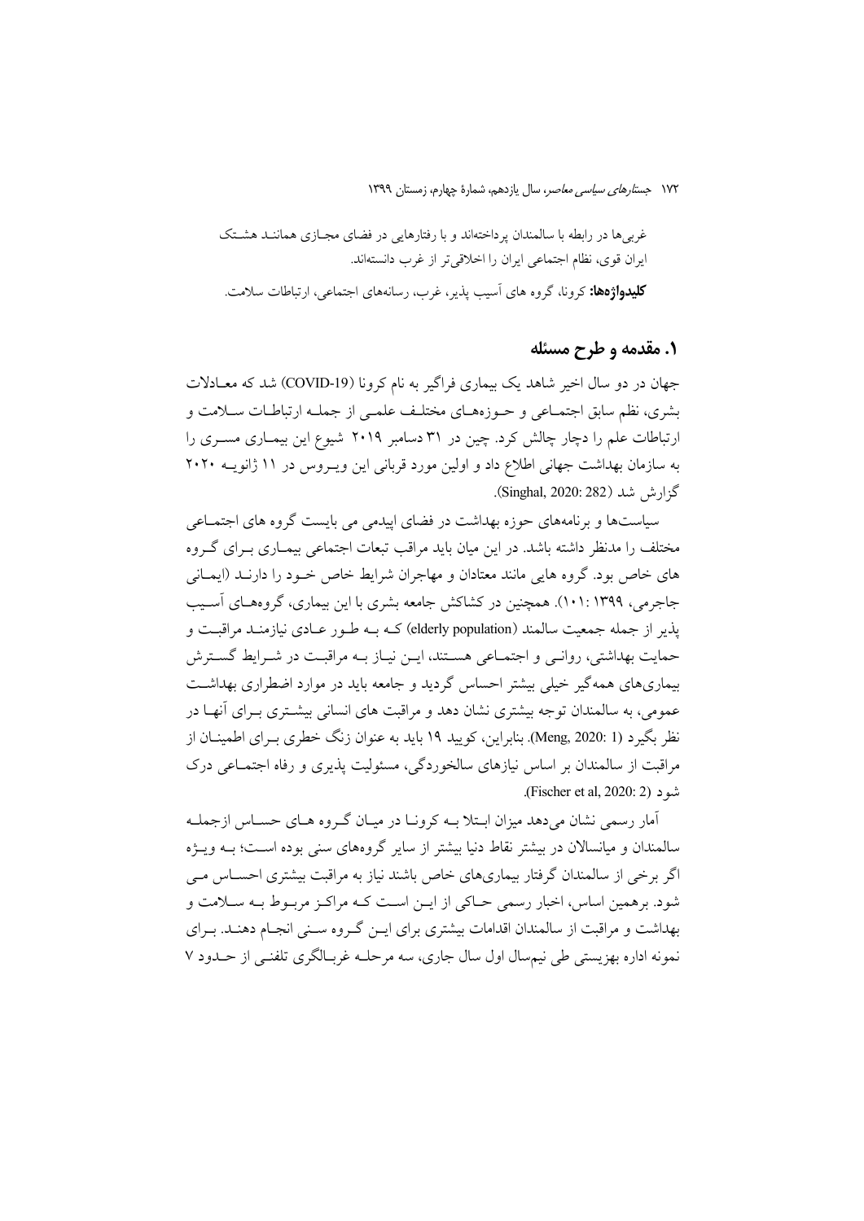غربی‌ها در رابطه با سالمندان پرداخته‌اند و با رفتارهایی در فضای مجازی همانند هشتک ایران قوی، نظام اجتماعی ایران را اخلاقی‌تر از غرب دانسته‌اند.

**کلیدواژه‌ها:** کرونا، گروه های آسیب پذیر، غرب، رسانه‌های اجتماعی، ارتباطات سلامت.

## ۱. مقدمه و طرح مسئله

جهان در دو سال اخیر شاهد یک بیماری فراگیر به نام کرونا (COVID-19) شد که معادلات بشری، نظم سابق اجتماعی و حوزه‌های مختلف علمی از جمله ارتباطات سلامت و ارتباطات علم را دچار چالش کرد. چین در ۳۱ دسامبر ۲۰۱۹ شیوع این بیماری مسری را به سازمان بهداشت جهانی اطلاع داد و اولین مورد قربانی این ویروس در ۱۱ ژانویه ۲۰۲۰ گزارش شد (Singhal, 2020: 282).

سیاست‌ها و برنامه‌های حوزه بهداشت در فضای اپیدمی می بایست گروه های اجتماعی مختلف را مدنظر داشته باشد. در این میان باید مراقب تبعات اجتماعی بیماری برای گروه های خاص بود. گروه هایی مانند معتادان و مهاجران شرایط خاص خود را دارند (ایمانی جاجرمی، ۱۳۹۹ :۱۰۱). همچنین در کشاکش جامعه بشری با این بیماری، گروه‌های آسیب پذیر از جمله جمعیت سالمند (elderly population) که به طور عادی نیازمند مراقبت و حمایت بهداشتی، روانی و اجتماعی هستند، این نیاز به مراقبت در شرایط گسترش بیماری‌های همه‌گیر خیلی بیشتر احساس گردید و جامعه باید در موارد اضطراری بهداشت عمومی، به سالمندان توجه بیشتری نشان دهد و مراقبت های انسانی بیشتری برای آنها در نظر بگیرد (Meng, 2020: 1). بنابراین، کووید ۱۹ باید به عنوان زنگ خطری برای اطمینان از مراقبت از سالمندان بر اساس نیازهای سالخوردگی، مسئولیت پذیری و رفاه اجتماعی درک شود (Fischer et al, 2020: 2).

آمار رسمی نشان می‌دهد میزان ابتلا به کرونا در میان گروه های حساس ازجمله سالمندان و میانسالان در بیشتر نقاط دنیا بیشتر از سایر گروه‌های سنی بوده است؛ به ویژه اگر برخی از سالمندان گرفتار بیماری‌های خاص باشند نیاز به مراقبت بیشتری احساس می شود. برهمین اساس، اخبار رسمی حاکی از این است که مراکز مربوط به سلامت و بهداشت و مراقبت از سالمندان اقدامات بیشتری برای این گروه سنی انجام دهند. برای نمونه اداره بهزیستی طی نیم‌سال اول سال جاری، سه مرحله غربالگری تلفنی از حدود ۷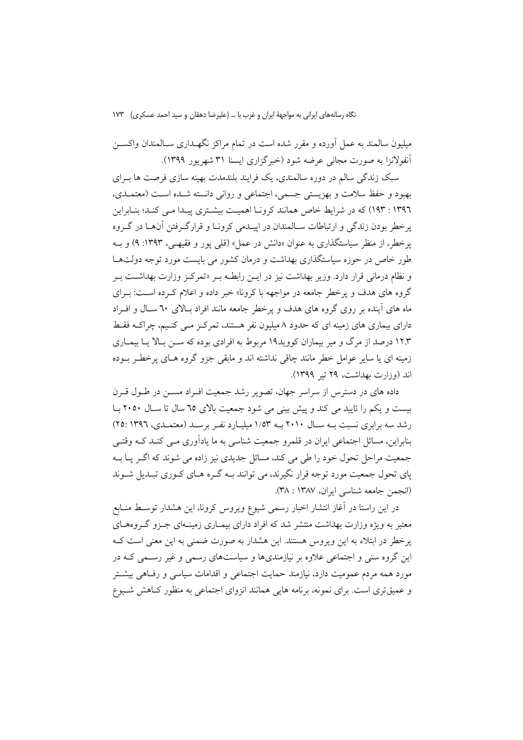میلیون سالمند به عمل آورده و مقرر شده است در تمام مراکز نگهداری سالمندان واکسن آنفولانزا به صورت مجانی عرضه شود (خبرگزاری ایسنا ۳۱ شهریور ۱۳۹۹).

سبک زندگی سالم در دوره سالمندی، یک فرایند بلندمدت بهینه سازی فرصت ها برای بهبود و حفظ سلامت و بهزیستی جسمی، اجتماعی و روانی دانسته شده است (معتمدی، ۱۳۹٦ : ۱۹۳) که در شرایط خاص همانند کرونا اهمیت بیشتری پیدا می کند؛ بنابراین پرخطر بودن زندگی و ارتباطات سالمندان در اپیدمی کرونا و قرارگرفتن آنها در گروه پرخطر، از منظر سیاستگذاری به عنوان «دانش در عمل» (قلی پور و فقیهی، ۱۳۹۳: ۹) و به طور خاص در حوزه سیاستگذاری بهداشت و درمان کشور می بایست مورد توجه دولت‌ها و نظام درمانی قرار دارد. وزیر بهداشت نیز در این رابطه بر «تمرکز وزارت بهداشت بر گروه های هدف و پرخطر جامعه در مواجهه با کرونا» خبر داده و اعلام کرده است: برای ماه های آینده بر روی گروه های هدف و پرخطر جامعه مانند افراد بالای ٦۰ سال و افراد دارای بیماری های زمینه ای که حدود ۸ میلیون نفر هستند، تمرکز می کنیم، چراکه فقط ۱۲.۳ درصد از مرگ و میر بیماران کووید۱۹ مربوط به افرادی بوده که سن بالا یا بیماری زمینه ای یا سایر عوامل خطر مانند چاقی نداشته اند و مابقی جزو گروه های پرخطر بوده اند (وزارت بهداشت، ۲۹ تیر ۱۳۹۹).

داده های در دسترس از سراسر جهان، تصویر رشد جمعیت افراد مسن در طول قرن بیست و یکم را تایید می کند و پیش بینی می شود جمعیت بالای ٦٥ سال تا سال ۲۰٥۰ با رشد سه برابری نسبت به سال ۲۰۱۰ به ۱/٥۳ میلیارد نفر برسد (معتمدی، ۱۳۹٦ :۲٥) بنابراین، مسائل اجتماعی ایران در قلمرو جمعیت شناسی به ما یادآوری می کند که وقتی جمعیت مراحل تحول خود را طی می کند، مسائل جدیدی نیز زاده می شوند که اگر پا به پای تحول جمعیت مورد توجه قرار نگیرند، می توانند به گره های کوری تبدیل شوند (انجمن جامعه شناسی ایران، ۱۳۸۷ : ۳۸).

در این راستا در آغاز انتشار اخبار رسمی شیوع ویروس کرونا، این هشدار توسط منابع معتبر به ویژه وزارت بهداشت منتشر شد که افراد دارای بیماری زمینه‌ای جزو گروه‌های پرخطر در ابتلاء به این ویروس هستند. این هشدار به صورت ضمنی به این معنی است که این گروه سنی و اجتماعی علاوه بر نیازمندی‌ها و سیاست‌های رسمی و غیر رسمی که در مورد همه مردم عمومیت دارد، نیازمند حمایت اجتماعی و اقدامات سیاسی و رفاهی بیشتر و عمیق‌تری است. برای نمونه، برنامه هایی همانند انزوای اجتماعی به منظور کاهش شیوع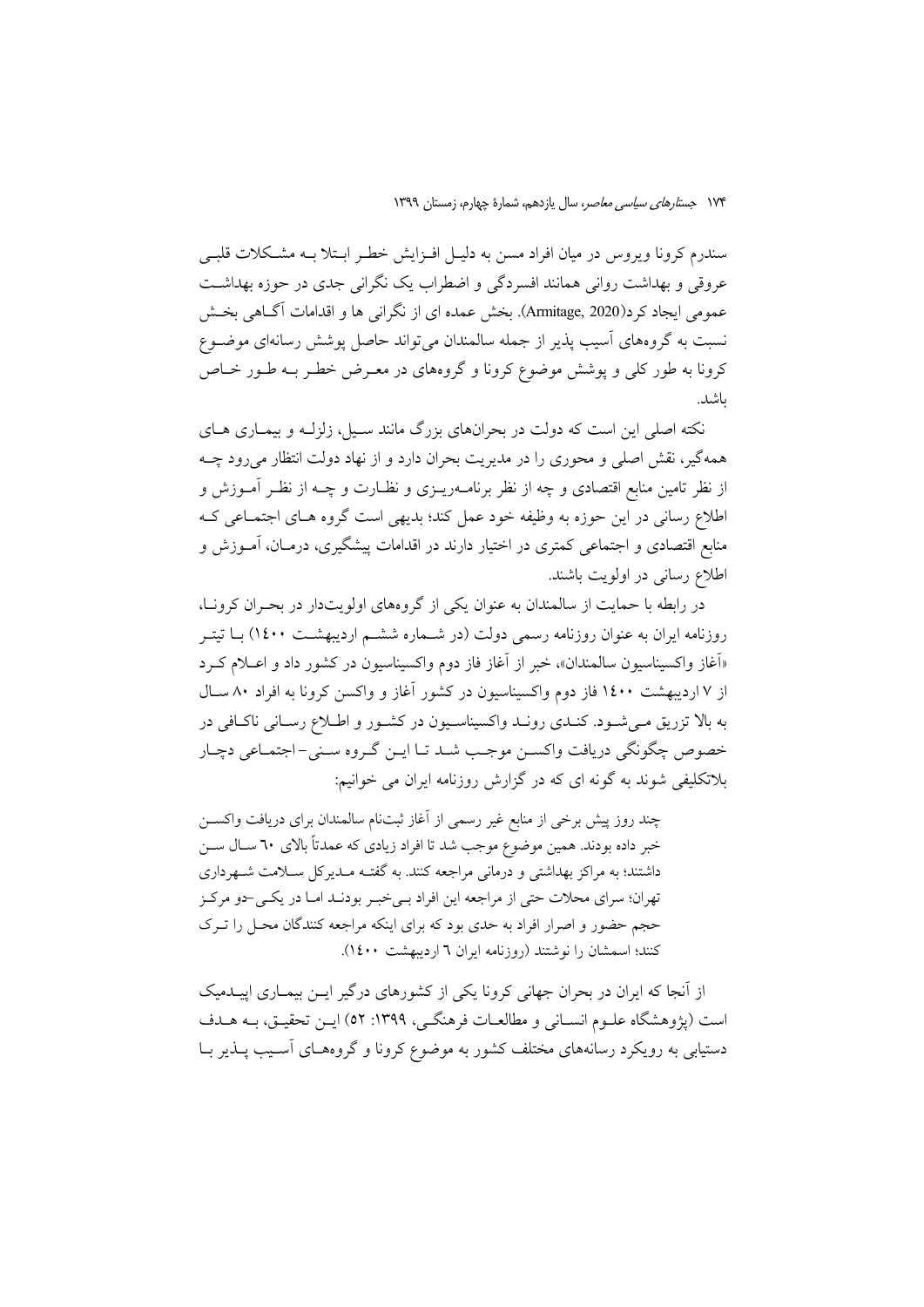سندرم کرونا ویروس در میان افراد مسن به دلیل افزایش خطر ابتلا به مشکلات قلبی عروقی و بهداشت روانی همانند افسردگی و اضطراب یک نگرانی جدی در حوزه بهداشت عمومی ایجاد کرد(Armitage, 2020). بخش عمده ای از نگرانی ها و اقدامات آگاهی بخش نسبت به گروه‌های آسیب پذیر از جمله سالمندان می‌تواند حاصل پوشش رسانه‌ای موضوع کرونا به طور کلی و پوشش موضوع کرونا و گروه‌های در معرض خطر به طور خاص باشد.

نکته اصلی این است که دولت در بحران‌های بزرگ مانند سیل، زلزله و بیماری های همه‌گیر، نقش اصلی و محوری را در مدیریت بحران دارد و از نهاد دولت انتظار می‌رود چه از نظر تامین منابع اقتصادی و چه از نظر برنامه‌ریزی و نظارت و چه از نظر آموزش و اطلاع رسانی در این حوزه به وظیفه خود عمل کند؛ بدیهی است گروه های اجتماعی که منابع اقتصادی و اجتماعی کمتری در اختیار دارند در اقدامات پیشگیری، درمان، آموزش و اطلاع رسانی در اولویت باشند.

در رابطه با حمایت از سالمندان به عنوان یکی از گروه‌های اولویت‌دار در بحران کرونا، روزنامه ایران به عنوان روزنامه رسمی دولت (در شماره ششم اردیبهشت ۱۴۰۰) با تیتر «آغاز واکسیناسیون سالمندان»، خبر از آغاز فاز دوم واکسیناسیون در کشور داد و اعلام کرد از ۷ اردیبهشت ۱۴۰۰ فاز دوم واکسیناسیون در کشور آغاز و واکسن کرونا به افراد ۸۰ سال به بالا تزریق می‌شود. کندی روند واکسیناسیون در کشور و اطلاع رسانی ناکافی در خصوص چگونگی دریافت واکسن موجب شد تا این گروه سنی- اجتماعی دچار بلاتکلیفی شوند به گونه ای که در گزارش روزنامه ایران می خوانیم:

> چند روز پیش برخی از منابع غیر رسمی از آغاز ثبت‌نام سالمندان برای دریافت واکسن خبر داده بودند. همین موضوع موجب شد تا افراد زیادی که عمدتاً بالای ۶۰ سال سن داشتند؛ به مراکز بهداشتی و درمانی مراجعه کنند. به گفته مدیرکل سلامت شهرداری تهران؛ سرای محلات حتی از مراجعه این افراد بی‌خبر بودند اما در یکی-دو مرکز حجم حضور و اصرار افراد به حدی بود که برای اینکه مراجعه کنندگان محل را ترک کنند؛ اسمشان را نوشتند (روزنامه ایران ۶ اردیبهشت ۱۴۰۰).

از آنجا که ایران در بحران جهانی کرونا یکی از کشورهای درگیر این بیماری اپیدمیک است (پژوهشگاه علوم انسانی و مطالعات فرهنگی، ۱۳۹۹: ۵۲) این تحقیق، به هدف دستیابی به رویکرد رسانه‌های مختلف کشور به موضوع کرونا و گروه‌های آسیب پذیر با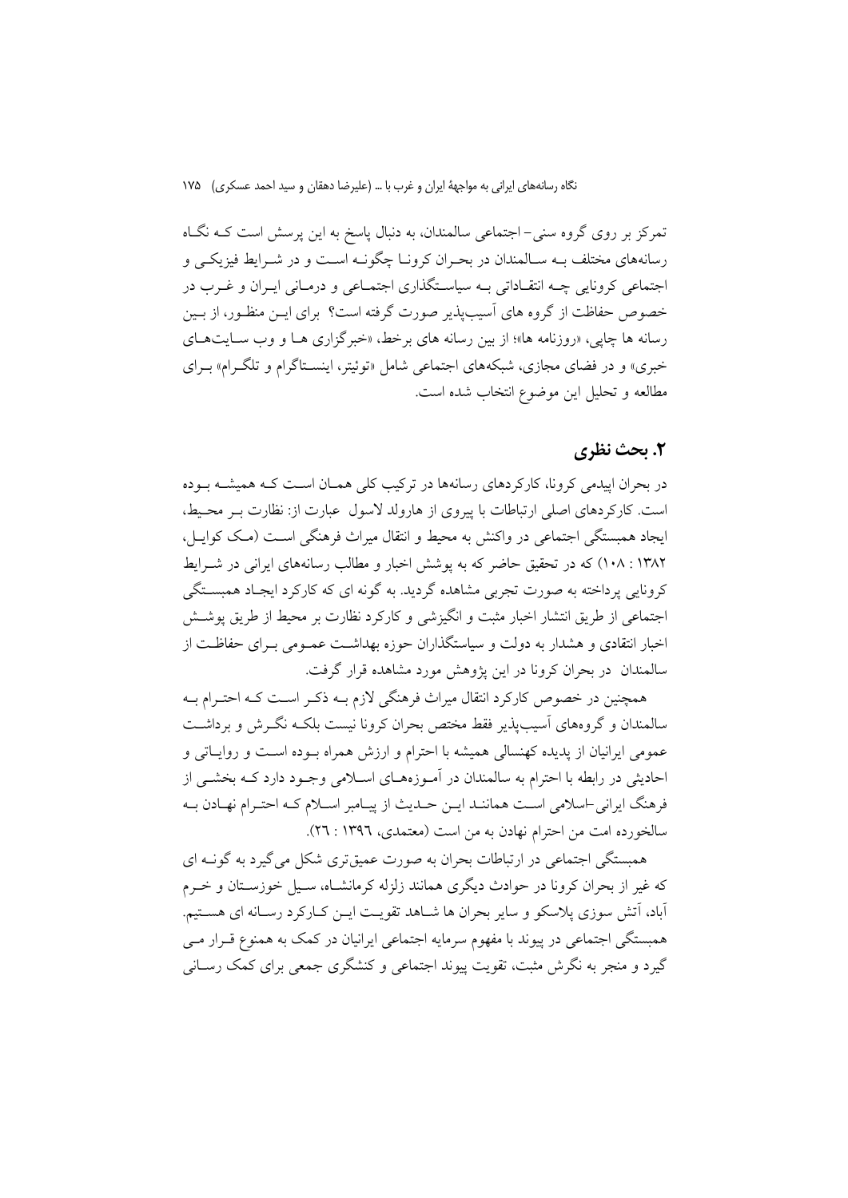تمرکز بر روی گروه سنی- اجتماعی سالمندان، به دنبال پاسخ به این پرسش است که نگـاه رسانه‌های مختلف بـه سـالمندان در بحـران کرونـا چگونـه اسـت و در شـرایط فیزیکـی و اجتماعی کرونایی چـه انتقـاداتی بـه سیاسـتگذاری اجتمـاعی و درمـانی ایـران و غـرب در خصوص حفاظت از گروه های آسیب‌پذیر صورت گرفته است؟ برای ایـن منظـور، از بـین رسانه ها چاپی، «روزنامه ها»؛ از بین رسانه های برخط، «خبرگزاری هـا و وب سـایت‌هـای خبری» و در فضای مجازی، شبکه‌های اجتماعی شامل «توئیتر، اینسـتاگرام و تلگـرام» بـرای مطالعه و تحلیل این موضوع انتخاب شده است.

## ۲. بحث نظری

در بحران اپیدمی کرونا، کارکردهای رسانه‌ها در ترکیب کلی همـان اسـت کـه همیشـه بـوده است. کارکردهای اصلی ارتباطات با پیروی از هارولد لاسول عبارت از: نظارت بـر محـیط، ایجاد همبستگی اجتماعی در واکنش به محیط و انتقال میراث فرهنگی اسـت (مـک کوایـل، ۱۳۸۲ : ۱۰۸) که در تحقیق حاضر که به پوشش اخبار و مطالب رسانه‌های ایرانی در شـرایط کرونایی پرداخته به صورت تجربی مشاهده گردید. به گونه ای که کارکرد ایجـاد همبسـتگی اجتماعی از طریق انتشار اخبار مثبت و انگیزشی و کارکرد نظارت بر محیط از طریق پوشـش اخبار انتقادی و هشدار به دولت و سیاستگذاران حوزه بهداشـت عمـومی بـرای حفاظـت از سالمندان در بحران کرونا در این پژوهش مورد مشاهده قرار گرفت.

همچنین در خصوص کارکرد انتقال میراث فرهنگی لازم بـه ذکـر اسـت کـه احتـرام بـه سالمندان و گروه‌های آسیب‌پذیر فقط مختص بحران کرونا نیست بلکـه نگـرش و برداشـت عمومی ایرانیان از پدیده کهنسالی همیشه با احترام و ارزش همراه بـوده اسـت و روایـاتی و احادیثی در رابطه با احترام به سالمندان در آمـوزه‌هـای اسـلامی وجـود دارد کـه بخشـی از فرهنگ ایرانی-اسلامی اسـت هماننـد ایـن حـدیث از پیـامبر اسـلام کـه احتـرام نهـادن بـه سالخورده امت من احترام نهادن به من است (معتمدی، ۱۳۹٦ : ٢٦).

همبستگی اجتماعی در ارتباطات بحران به صورت عمیق‌تری شکل می‌گیرد به گونـه ای که غیر از بحران کرونا در حوادث دیگری همانند زلزله کرمانشـاه، سـیل خوزسـتان و خـرم آباد، آتش سوزی پلاسکو و سایر بحران ها شـاهد تقویـت ایـن کـارکرد رسـانه ای هسـتیم. همبستگی اجتماعی در پیوند با مفهوم سرمایه اجتماعی ایرانیان در کمک به همنوع قـرار مـی گیرد و منجر به نگرش مثبت، تقویت پیوند اجتماعی و کنشگری جمعی برای کمک رسـانی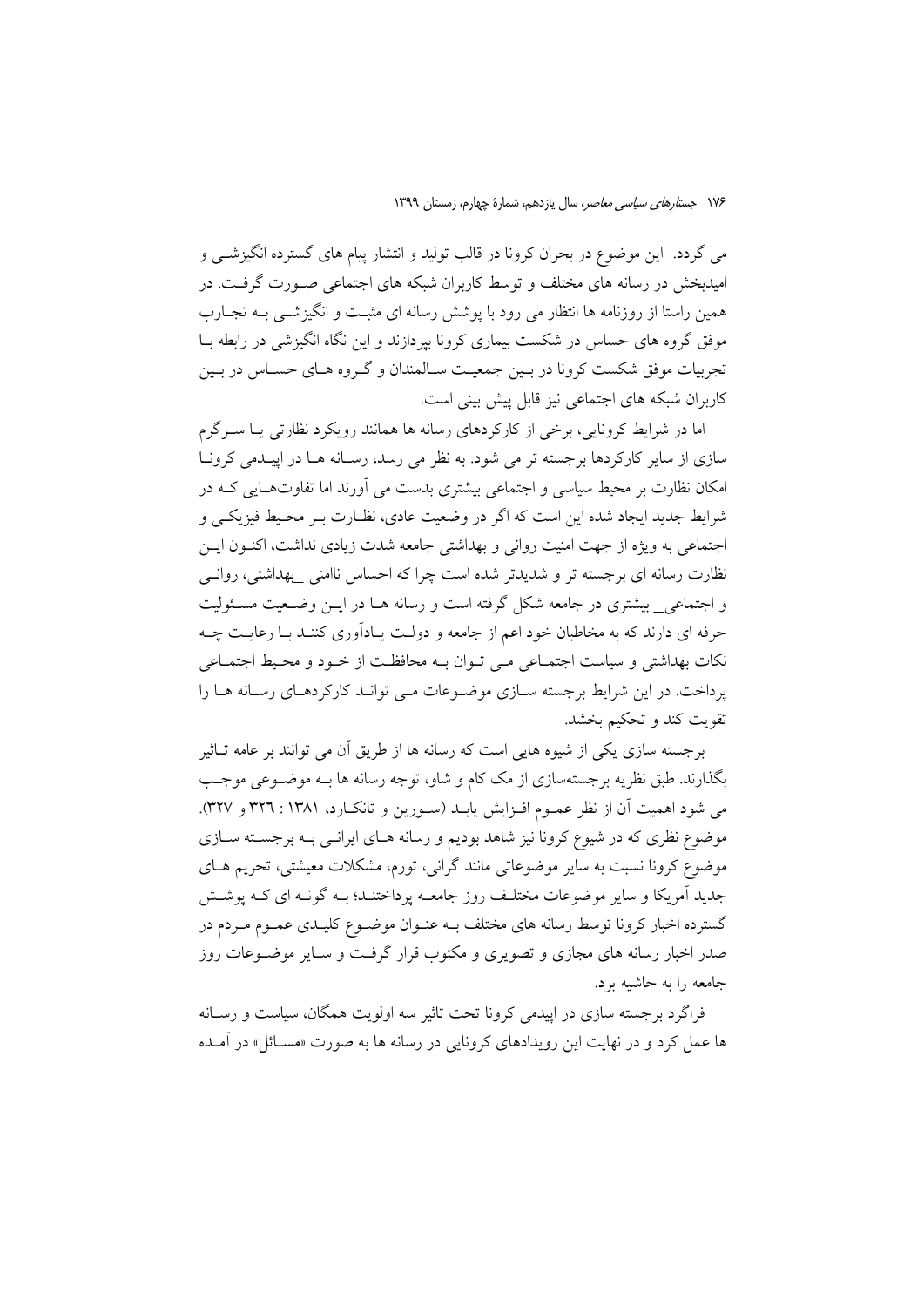می گردد.  این موضوع در بحران کرونا در قالب تولید و انتشار پیام های گسترده انگیزشی و امیدبخش در رسانه های مختلف و توسط کاربران شبکه های اجتماعی صورت گرفت. در همین راستا از روزنامه ها انتظار می رود با پوشش رسانه ای مثبت و انگیزشی به تجارب موفق گروه های حساس در شکست بیماری کرونا بپردازند و این نگاه انگیزشی در رابطه با تجربیات موفق شکست کرونا در بین جمعیت سالمندان و گروه های حساس در بین کاربران شبکه های اجتماعی نیز قابل پیش بینی است.

اما در شرایط کرونایی، برخی از کارکردهای رسانه ها همانند رویکرد نظارتی یا سرگرم سازی از سایر کارکردها برجسته تر می شود. به نظر می رسد، رسانه ها در اپیدمی کرونا امکان نظارت بر محیط سیاسی و اجتماعی بیشتری بدست می آورند اما تفاوت‌هایی که در شرایط جدید ایجاد شده این است که اگر در وضعیت عادی، نظارت بر محیط فیزیکی و اجتماعی به ویژه از جهت امنیت روانی و بهداشتی جامعه شدت زیادی نداشت، اکنون این نظارت رسانه ای برجسته تر و شدیدتر شده است چرا که احساس ناامنی _بهداشتی، روانی و اجتماعی_ بیشتری در جامعه شکل گرفته است و رسانه ها در این وضعیت مسئولیت حرفه ای دارند که به مخاطبان خود اعم از جامعه و دولت یادآوری کنند با رعایت چه نکات بهداشتی و سیاست اجتماعی می توان به محافظت از خود و محیط اجتماعی پرداخت. در این شرایط برجسته سازی موضوعات می تواند کارکردهای رسانه ها را تقویت کند و تحکیم بخشد.

برجسته سازی یکی از شیوه هایی است که رسانه ها از طریق آن می توانند بر عامه تاثیر بگذارند. طبق نظریه برجسته‌سازی از مک کام و شاو، توجه رسانه ها به موضوعی موجب می شود اهمیت آن از نظر عموم افزایش یابد (سورین و تانکارد، ۱۳۸۱ : ۳۲٦ و ۳۲۷). موضوع نظری که در شیوع کرونا نیز شاهد بودیم و رسانه های ایرانی به برجسته سازی موضوع کرونا نسبت به سایر موضوعاتی مانند گرانی، تورم، مشکلات معیشتی، تحریم های جدید آمریکا و سایر موضوعات مختلف روز جامعه پرداختند؛ به گونه ای که پوشش گسترده اخبار کرونا توسط رسانه های مختلف به عنوان موضوع کلیدی عموم مردم در صدر اخبار رسانه های مجازی و تصویری و مکتوب قرار گرفت و سایر موضوعات روز جامعه را به حاشیه برد.

فراگرد برجسته سازی در اپیدمی کرونا تحت تاثیر سه اولویت همگان، سیاست و رسانه ها عمل کرد و در نهایت این رویدادهای کرونایی در رسانه ها به صورت «مسائل» در آمده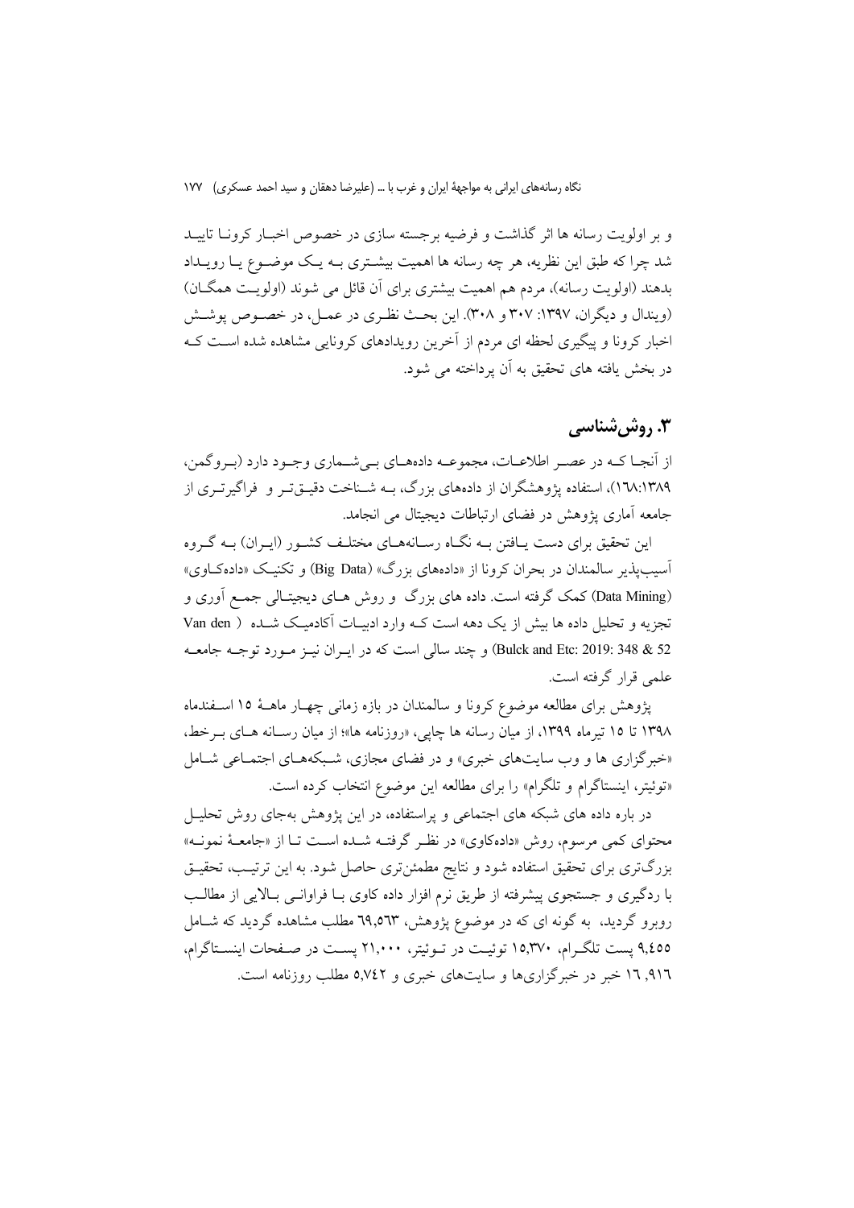و بر اولویت رسانه ها اثر گذاشت و فرضیه برجسته سازی در خصوص اخبار کرونا تایید شد چرا که طبق این نظریه، هر چه رسانه ها اهمیت بیشتری به یک موضوع یا رویداد بدهند (اولویت رسانه)، مردم هم اهمیت بیشتری برای آن قائل می شوند (اولویت همگان) (ویندال و دیگران، ۱۳۹۷: ۳۰۷ و ۳۰۸). این بحث نظری در عمل، در خصوص پوشش اخبار کرونا و پیگیری لحظه ای مردم از آخرین رویدادهای کرونایی مشاهده شده است که در بخش یافته های تحقیق به آن پرداخته می شود.

## ۳. روش‌شناسی

از آنجا که در عصر اطلاعات، مجموعه داده‌های بی‌شماری وجود دارد (بروگمن، ۱۶۸:۱۳۸۹)، استفاده پژوهشگران از داده‌های بزرگ، به شناخت دقیق‌تر و فراگیرتری از جامعه آماری پژوهش در فضای ارتباطات دیجیتال می انجامد.

این تحقیق برای دست یافتن به نگاه رسانه‌های مختلف کشور (ایران) به گروه آسیب‌پذیر سالمندان در بحران کرونا از «داده‌های بزرگ» (Big Data) و تکنیک «داده‌کاوی» (Data Mining) کمک گرفته است. داده های بزرگ و روش های دیجیتالی جمع آوری و تجزیه و تحلیل داده ها بیش از یک دهه است که وارد ادبیات آکادمیک شده ( Van den Bulck and Etc: 2019: 348 & 52) و چند سالی است که در ایران نیز مورد توجه جامعه علمی قرار گرفته است.

پژوهش برای مطالعه موضوع کرونا و سالمندان در بازه زمانی چهار ماهۀ ۱۵ اسفندماه ۱۳۹۸ تا ۱۵ تیرماه ۱۳۹۹، از میان رسانه ها چاپی، «روزنامه ها»؛ از میان رسانه های برخط، «خبرگزاری ها و وب سایت‌های خبری» و در فضای مجازی، شبکه‌های اجتماعی شامل «توئیتر، اینستاگرام و تلگرام» را برای مطالعه این موضوع انتخاب کرده است.

در باره داده های شبکه های اجتماعی و پراستفاده، در این پژوهش به‌جای روش تحلیل محتوای کمی مرسوم، روش «داده‌کاوی» در نظر گرفته شده است تا از «جامعۀ نمونه» بزرگ‌تری برای تحقیق استفاده شود و نتایج مطمئن‌تری حاصل شود. به این ترتیب، تحقیق با ردگیری و جستجوی پیشرفته از طریق نرم افزار داده کاوی با فراوانی بالایی از مطالب روبرو گردید، به گونه ای که در موضوع پژوهش، ۶۹,۵۶۳ مطلب مشاهده گردید که شامل ۹,۴۵۵ پست تلگرام، ۱۵,۳۷۰ توئیت در توئیتر، ۲۱,۰۰۰ پست در صفحات اینستاگرام، ۱۶,۹۱۶ خبر در خبرگزاری‌ها و سایت‌های خبری و ۵,۷۴۲ مطلب روزنامه است.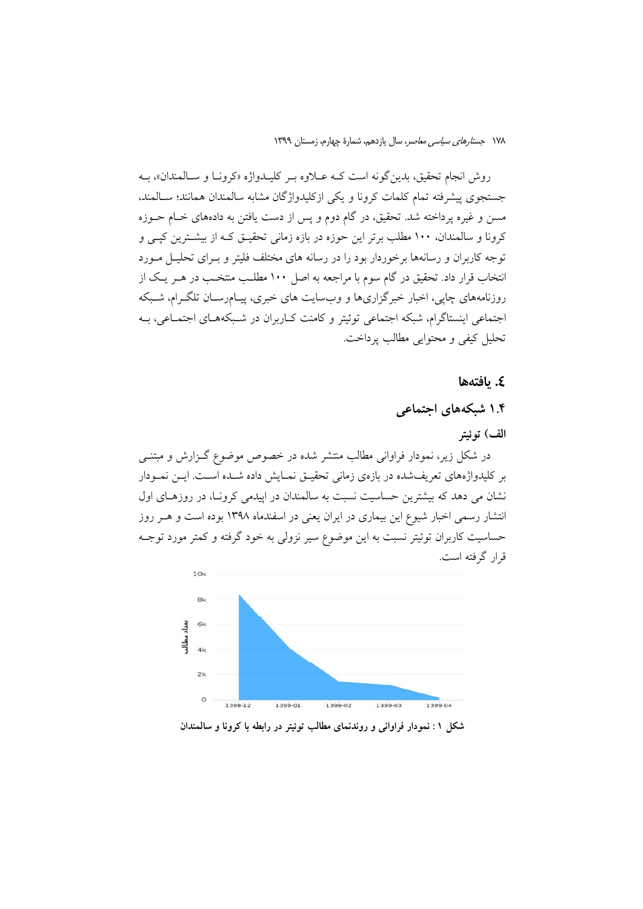روش انجام تحقیق، بدین‌گونه است که علاوه بر کلیدواژه «کرونا و سالمندان»، به جستجوی پیشرفته تمام کلمات کرونا و یکی ازکلیدواژگان مشابه سالمندان همانند؛ سالمند، مسن و غیره پرداخته شد. تحقیق، در گام دوم و پس از دست یافتن به داده‌های خام حوزه کرونا و سالمندان، ۱۰۰ مطلب برتر این حوزه در بازه زمانی تحقیق که از بیشترین کپی و توجه کاربران و رسانه‌ها برخوردار بود را در رسانه های مختلف فلیتر و برای تحلیل مورد انتخاب قرار داد. تحقیق در گام سوم با مراجعه به اصل ۱۰۰ مطلب منتخب در هر یک از روزنامه‌های چاپی، اخبار خبرگزاری‌ها و وب‌سایت های خبری، پیام‌رسان تلگرام، شبکه اجتماعی اینستاگرام، شبکه اجتماعی توئیتر و کامنت کاربران در شبکه‌های اجتماعی، به تحلیل کیفی و محتوایی مطالب پرداخت.

## ٤. یافته‌ها

### ۱.۴ شبکه‌های اجتماعی

**الف) توئیتر**

در شکل زیر، نمودار فراوانی مطالب منتشر شده در خصوص موضوع گزارش و مبتنی بر کلیدواژه‌های تعریف‌شده در بازه‌ی زمانی تحقیق نمایش داده شده است. این نمودار نشان می دهد که بیشترین حساسیت نسبت به سالمندان در اپیدمی کرونا، در روزهای اول انتشار رسمی اخبار شیوع این بیماری در ایران یعنی در اسفندماه ۱۳۹۸ بوده است و هر روز حساسیت کاربران توئیتر نسبت به این موضوع سیر نزولی به خود گرفته و کمتر مورد توجه قرار گرفته است.

**شکل ۱ : نمودار فراوانی و روندنمای مطالب توئیتر در رابطه با کرونا و سالمندان**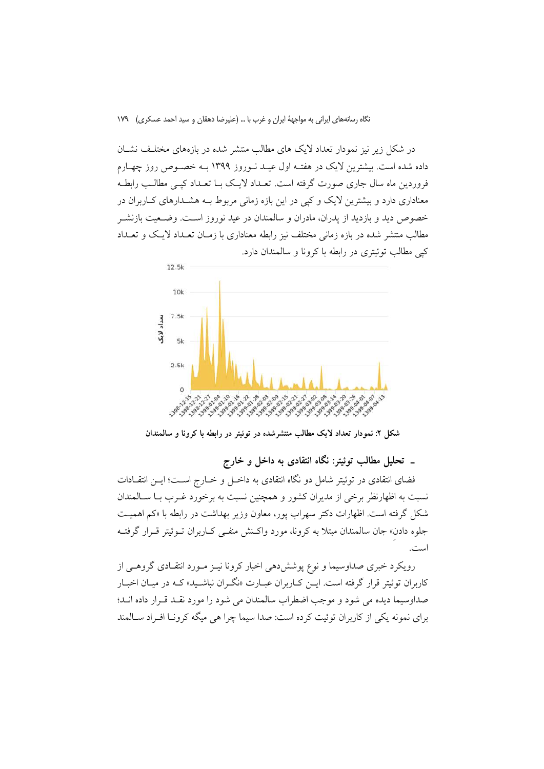در شکل زیر نیز نمودار تعداد لایک های مطالب منتشر شده در بازه‌های مختلف نشان داده شده است. بیشترین لایک در هفته اول عید نوروز ۱۳۹۹ به خصوص روز چهارم فروردین ماه سال جاری صورت گرفته است. تعداد لایک با تعداد کپی مطالب رابطه معناداری دارد و بیشترین لایک و کپی در این بازه زمانی مربوط به هشدارهای کاربران در خصوص دید و بازدید از پدران، مادران و سالمندان در عید نوروز است. وضعیت بازنشر مطالب منتشر شده در بازه زمانی مختلف نیز رابطه معناداری با زمان تعداد لایک و تعداد کپی مطالب توئیتری در رابطه با کرونا و سالمندان دارد.

**شکل ۲: نمودار تعداد لایک مطالب منتشرشده در توئیتر در رابطه با کرونا و سالمندان**

### ـ تحلیل مطالب توئیتر: نگاه انتقادی به داخل و خارج

فضای انتقادی در توئیتر شامل دو نگاه انتقادی به داخل و خارج است؛ این انتقادات نسبت به اظهارنظر برخی از مدیران کشور و همچنین نسبت به برخورد غرب با سالمندان شکل گرفته است. اظهارات دکتر سهراب پور، معاون وزیر بهداشت در رابطه با «کم اهمیت جلوه دادنِ» جان سالمندان مبتلا به کرونا، مورد واکنش منفی کاربران توئیتر قرار گرفته است.

رویکرد خبری صداوسیما و نوع پوشش‌دهی اخبار کرونا نیز مورد انتقادی گروهی از کاربران توئیتر قرار گرفته است. این کاربران عبارت «نگران نباشید» که در میان اخبار صداوسیما دیده می شود و موجب اضطراب سالمندان می شود را مورد نقد قرار داده اند؛ برای نمونه یکی از کاربران توئیت کرده است: صدا سیما چرا هی میگه کرونا افراد سالمند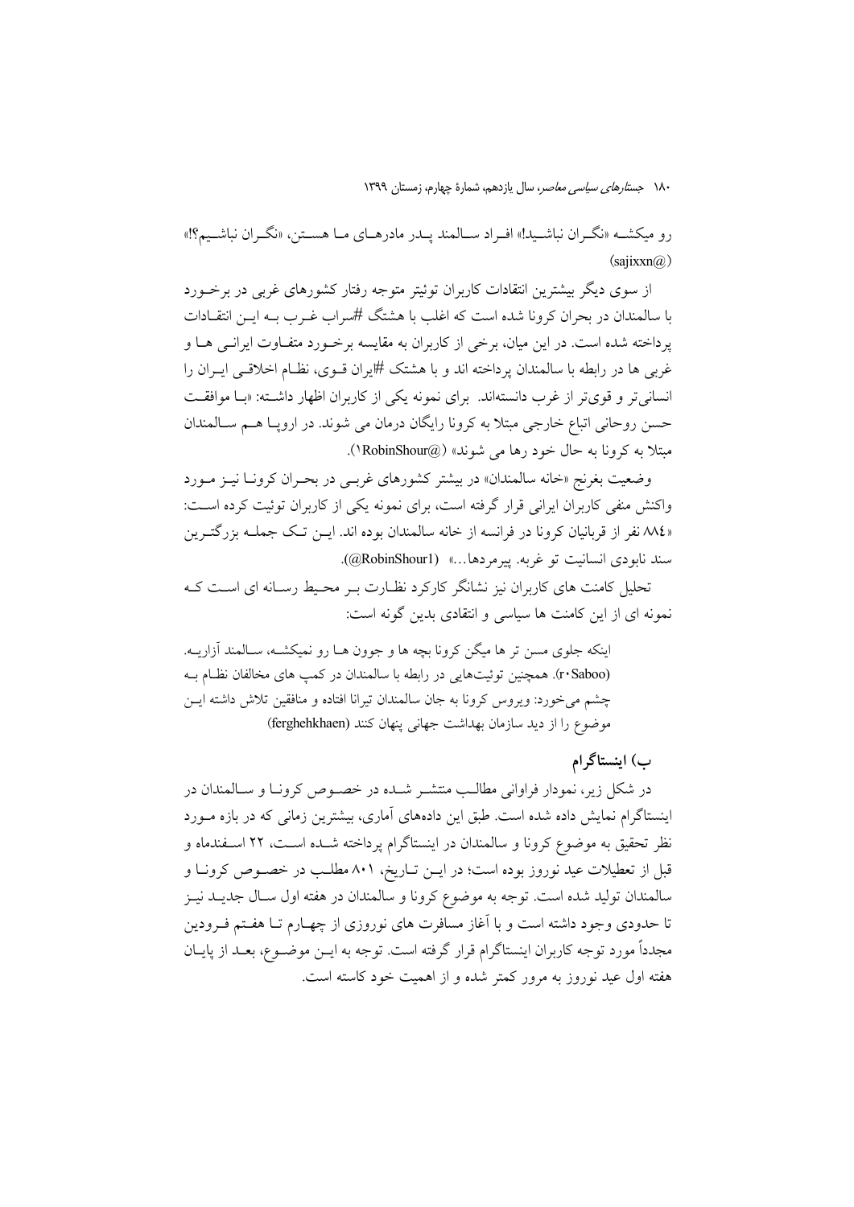رو میکشه «نگران نباشید!» افراد سالمند پدر مادرهای ما هستن، «نگران نباشیم؟!» (sajixxn@)

از سوی دیگر بیشترین انتقادات کاربران توئیتر متوجه رفتار کشورهای غربی در برخورد با سالمندان در بحران کرونا شده است که اغلب با هشتگ #سراب غرب به این انتقادات پرداخته شده است. در این میان، برخی از کاربران به مقایسه برخورد متفاوت ایرانی ها و غربی ها در رابطه با سالمندان پرداخته اند و با هشتک #ایران قوی، نظام اخلاقی ایران را انسانی‌تر و قوی‌تر از غرب دانسته‌اند. برای نمونه یکی از کاربران اظهار داشته: «با موافقت حسن روحانی اتباع خارجی مبتلا به کرونا رایگان درمان می شوند. در اروپا هم سالمندان مبتلا به کرونا به حال خود رها می شوند» (RobinShour1@).

وضعیت بغرنج «خانه سالمندان» در بیشتر کشورهای غربی در بحران کرونا نیز مورد واکنش منفی کاربران ایرانی قرار گرفته است، برای نمونه یکی از کاربران توئیت کرده است: «۸۸٤ نفر از قربانیان کرونا در فرانسه از خانه سالمندان بوده اند. این تک جمله بزرگترین سند نابودی انسانیت تو غربه. پیرمردها...» (RobinShour1@).

تحلیل کامنت های کاربران نیز نشانگر کارکرد نظارت بر محیط رسانه ای است که نمونه ای از این کامنت ها سیاسی و انتقادی بدین گونه است:

> اینکه جلوی مسن تر ها میگن کرونا بچه ها و جوون ها رو نمیکشه، سالمند آزاریه. (r۰Saboo). همچنین توئیت‌هایی در رابطه با سالمندان در کمپ های مخالفان نظام به چشم می‌خورد: ویروس کرونا به جان سالمندان تیرانا افتاده و منافقین تلاش داشته این موضوع را از دید سازمان بهداشت جهانی پنهان کنند (ferghehkhaen)

### ب) اینستاگرام

در شکل زیر، نمودار فراوانی مطالب منتشر شده در خصوص کرونا و سالمندان در اینستاگرام نمایش داده شده است. طبق این داده‌های آماری، بیشترین زمانی که در بازه مورد نظر تحقیق به موضوع کرونا و سالمندان در اینستاگرام پرداخته شده است، ۲۲ اسفندماه و قبل از تعطیلات عید نوروز بوده است؛ در این تاریخ، ۸۰۱ مطلب در خصوص کرونا و سالمندان تولید شده است. توجه به موضوع کرونا و سالمندان در هفته اول سال جدید نیز تا حدودی وجود داشته است و با آغاز مسافرت های نوروزی از چهارم تا هفتم فرودین مجدداً مورد توجه کاربران اینستاگرام قرار گرفته است. توجه به این موضوع، بعد از پایان هفته اول عید نوروز به مرور کمتر شده و از اهمیت خود کاسته است.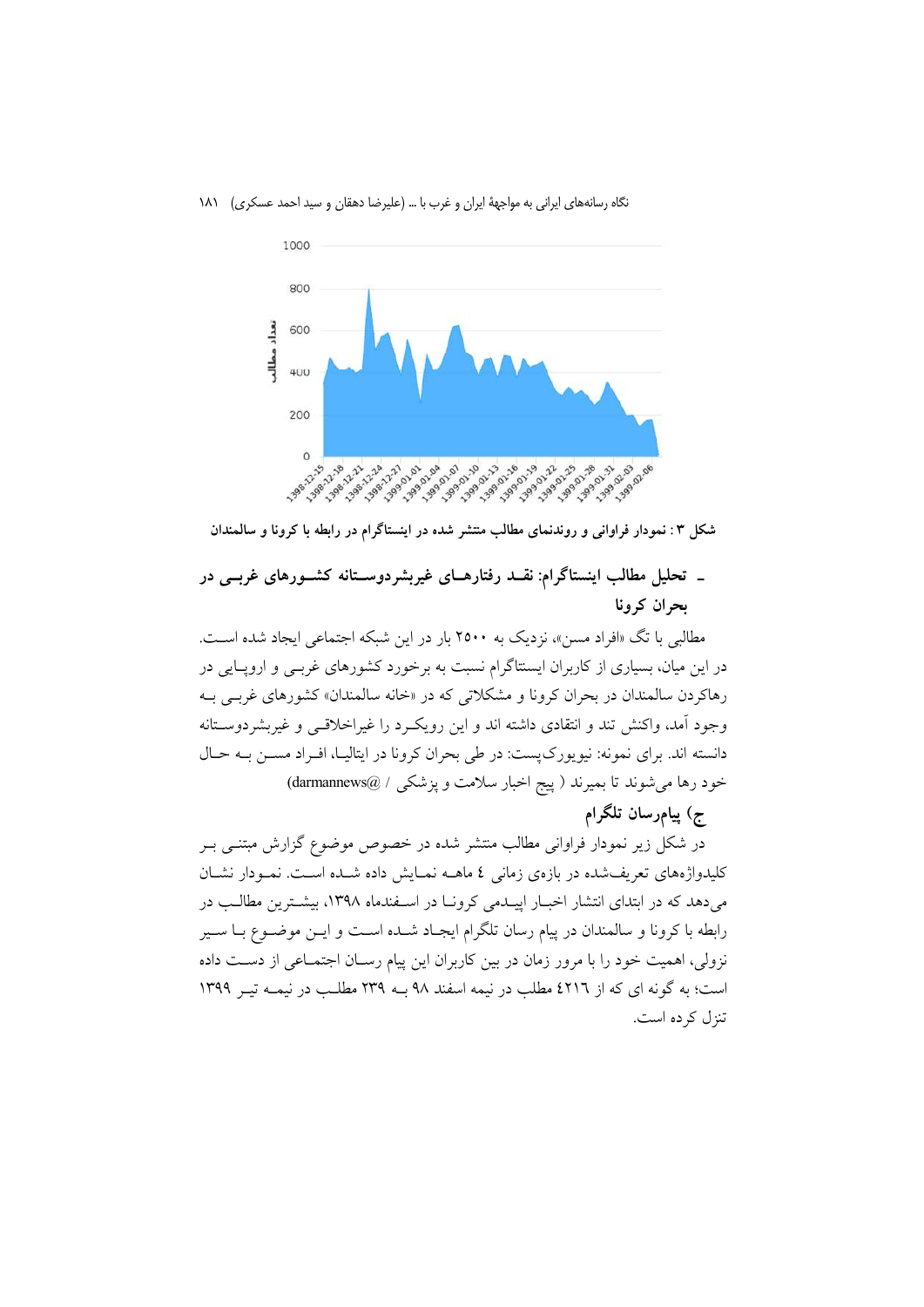شکل ۳ : نمودار فراوانی و روندنمای مطالب منتشر شده در اینستاگرام در رابطه با کرونا و سالمندان

## ـ تحلیل مطالب اینستاگرام: نقـد رفتارهـای غیربشردوسـتانه کشـورهای غربـی در بحران کرونا

مطالبی با تگ «افراد مسن»، نزدیک به ۲۵۰۰ بار در این شبکه اجتماعی ایجاد شده اسـت. در این میان، بسیاری از کاربران ایسنتاگرام نسبت به برخورد کشورهای غربـی و اروپـایی در رهاکردن سالمندان در بحران کرونا و مشکلاتی که در «خانه سالمندان» کشورهای غربـی بـه وجود آمد، واکنش تند و انتقادی داشته اند و این رویکـرد را غیراخلاقـی و غیربشردوسـتانه دانسته اند. برای نمونه: نیویورک‌پست: در طی بحران کرونا در ایتالیـا، افـراد مسـن بـه حـال خود رها می‌شوند تا بمیرند ( پیج اخبار سلامت و پزشکی / darmannews@)

### ج) پیام‌رسان تلگرام

در شکل زیر نمودار فراوانی مطالب منتشر شده در خصوص موضوع گزارش مبتنـی بـر کلیدواژه‌های تعریف‌شده در بازه‌ی زمانی ٤ ماهـه نمـایش داده شـده اسـت. نمـودار نشـان می‌دهد که در ابتدای انتشار اخبـار اپیـدمی کرونـا در اسـفندماه ۱۳۹۸، بیشـترین مطالـب در رابطه با کرونا و سالمندان در پیام رسان تلگرام ایجـاد شـده اسـت و ایـن موضـوع بـا سـیر نزولی، اهمیت خود را با مرور زمان در بین کاربران این پیام رسـان اجتمـاعی از دسـت داده است؛ به گونه ای که از ٤٢١٦ مطلب در نیمه اسفند ۹۸ بـه ۲۳۹ مطلـب در نیمـه تیـر ۱۳۹۹ تنزل کرده است.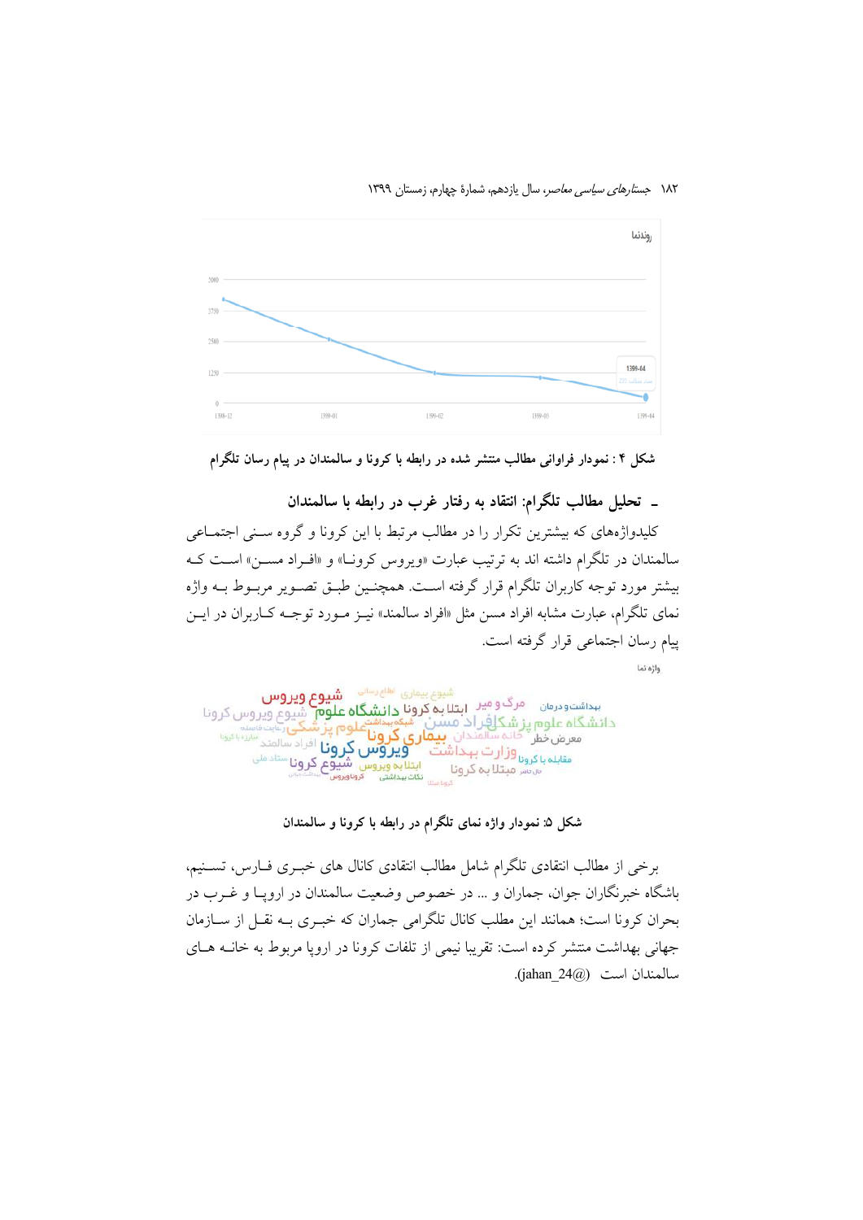روندنما

شکل ۴ : نمودار فراوانی مطالب منتشر شده در رابطه با کرونا و سالمندان در پیام رسان تلگرام

## ـ تحلیل مطالب تلگرام: انتقاد به رفتار غرب در رابطه با سالمندان

کلیدواژه‌های که بیشترین تکرار را در مطالب مرتبط با این کرونا و گروه سنی اجتماعی سالمندان در تلگرام داشته اند به ترتیب عبارت «ویروس کرونا» و «افراد مسن» است که بیشتر مورد توجه کاربران تلگرام قرار گرفته است. همچنین طبق تصویر مربوط به واژه نمای تلگرام، عبارت مشابه افراد مسن مثل «افراد سالمند» نیز مورد توجه کاربران در این پیام رسان اجتماعی قرار گرفته است.

واژه نما

شکل ۵: نمودار واژه نمای تلگرام در رابطه با کرونا و سالمندان

برخی از مطالب انتقادی تلگرام شامل مطالب انتقادی کانال های خبری فارس، تسنیم، باشگاه خبرنگاران جوان، جماران و ... در خصوص وضعیت سالمندان در اروپا و غرب در بحران کرونا است؛ همانند این مطلب کانال تلگرامی جماران که خبری به نقل از سازمان جهانی بهداشت منتشر کرده است: تقریبا نیمی از تلفات کرونا در اروپا مربوط به خانه های سالمندان است (jahan_24@).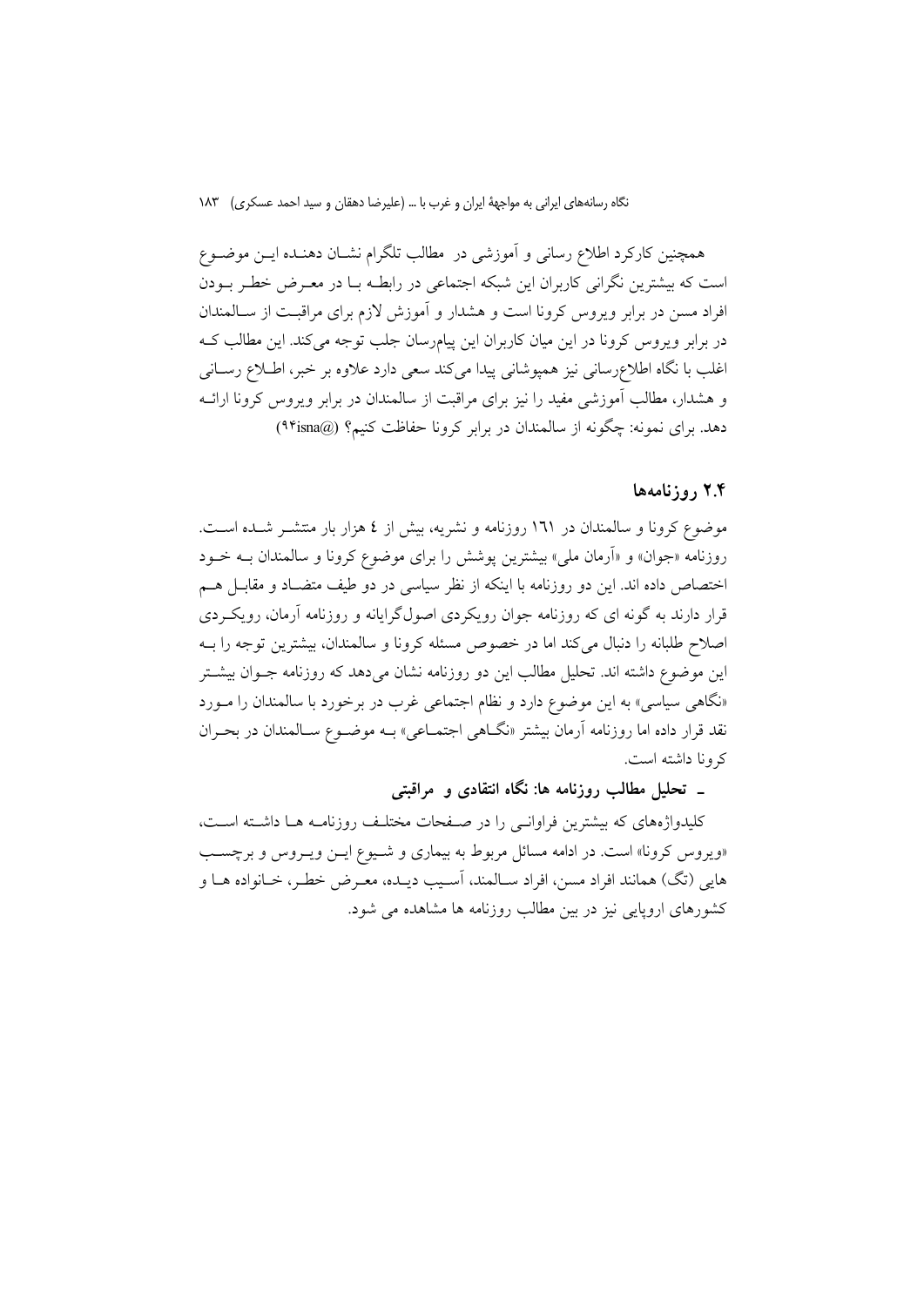همچنین کارکرد اطلاع رسانی و آموزشی در مطالب تلگرام نشان دهنده این موضوع است که بیشترین نگرانی کاربران این شبکه اجتماعی در رابطه با در معرض خطر بودن افراد مسن در برابر ویروس کرونا است و هشدار و آموزش لازم برای مراقبت از سالمندان در برابر ویروس کرونا در این میان کاربران این پیام‌رسان جلب توجه می‌کند. این مطالب که اغلب با نگاه اطلاع‌رسانی نیز همپوشانی پیدا می‌کند سعی دارد علاوه بر خبر، اطلاع رسانی و هشدار، مطالب آموزشی مفید را نیز برای مراقبت از سالمندان در برابر ویروس کرونا ارائه دهد. برای نمونه: چگونه از سالمندان در برابر کرونا حفاظت کنیم؟ (@isna۹۴)

## ۲.۴ روزنامه‌ها

موضوع کرونا و سالمندان در ١٦١ روزنامه و نشریه، بیش از ٤ هزار بار منتشر شده است. روزنامه «جوان» و «آرمان ملی» بیشترین پوشش را برای موضوع کرونا و سالمندان به خود اختصاص داده اند. این دو روزنامه با اینکه از نظر سیاسی در دو طیف متضاد و مقابل هم قرار دارند به گونه ای که روزنامه جوان رویکردی اصول‌گرایانه و روزنامه آرمان، رویکردی اصلاح طلبانه را دنبال می‌کند اما در خصوص مسئله کرونا و سالمندان، بیشترین توجه را به این موضوع داشته اند. تحلیل مطالب این دو روزنامه نشان می‌دهد که روزنامه جوان بیشتر «نگاهی سیاسی» به این موضوع دارد و نظام اجتماعی غرب در برخورد با سالمندان را مورد نقد قرار داده اما روزنامه آرمان بیشتر «نگاهی اجتماعی» به موضوع سالمندان در بحران کرونا داشته است.

**ـ تحلیل مطالب روزنامه ها: نگاه انتقادی و مراقبتی**

کلیدواژه‌های که بیشترین فراوانی را در صفحات مختلف روزنامه ها داشته است، «ویروس کرونا» است. در ادامه مسائل مربوط به بیماری و شیوع این ویروس و برچسب هایی (تگ) همانند افراد مسن، افراد سالمند، آسیب دیده، معرض خطر، خانواده ها و کشورهای اروپایی نیز در بین مطالب روزنامه ها مشاهده می شود.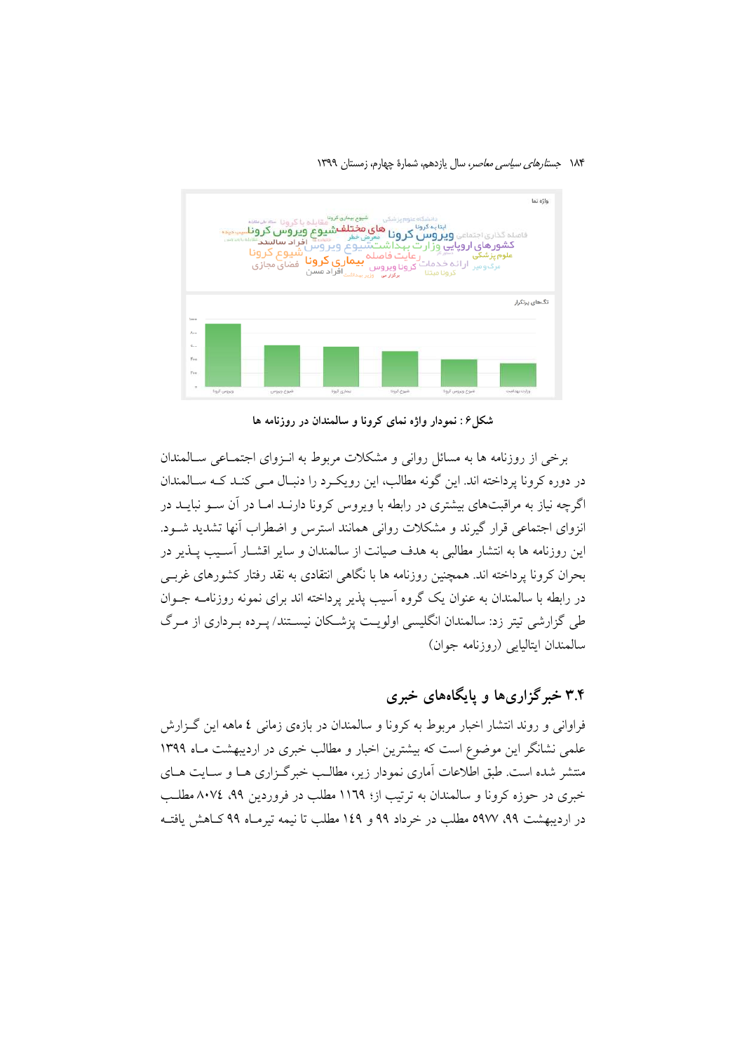شکل۶ : نمودار واژه نمای کرونا و سالمندان در روزنامه ها

برخی از روزنامه ها به مسائل روانی و مشکلات مربوط به انـزوای اجتمـاعی سـالمندان در دوره کرونا پرداخته اند. این گونه مطالب، این رویکـرد را دنبـال مـی کنـد کـه سـالمندان اگرچه نیاز به مراقبت‌های بیشتری در رابطه با ویروس کرونا دارنـد امـا در آن سـو نبایـد در انزوای اجتماعی قرار گیرند و مشکلات روانی همانند استرس و اضطراب آنها تشدید شـود. این روزنامه ها به انتشار مطالبی به هدف صیانت از سالمندان و سایر اقشـار آسـیب پـذیر در بحران کرونا پرداخته اند. همچنین روزنامه ها با نگاهی انتقادی به نقد رفتار کشورهای غربـی در رابطه با سالمندان به عنوان یک گروه آسیب پذیر پرداخته اند برای نمونه روزنامـه جـوان طی گزارشی تیتر زد: سالمندان انگلیسی اولویـت پزشـکان نیسـتند/ پـرده بـرداری از مـرگ سالمندان ایتالیایی (روزنامه جوان)

## ۳.۴ خبرگزاری‌ها و پایگاه‌های خبری

فراوانی و روند انتشار اخبار مربوط به کرونا و سالمندان در بازه‌ی زمانی ٤ ماهه این گـزارش علمی نشانگر این موضوع است که بیشترین اخبار و مطالب خبری در اردیبهشت مـاه ۱۳۹۹ منتشر شده است. طبق اطلاعات آماری نمودار زیر، مطالـب خبرگـزاری هـا و سـایت هـای خبری در حوزه کرونا و سالمندان به ترتیب ۱۱٦۹ مطلب در فروردین ۹۹، ۸۰۷٤ مطلـب در اردیبهشت ۹۹، ۵۹۷۷ مطلب در خرداد ۹۹ و ۱٤۹ مطلب تا نیمه تیرمـاه ۹۹ کـاهش یافتـه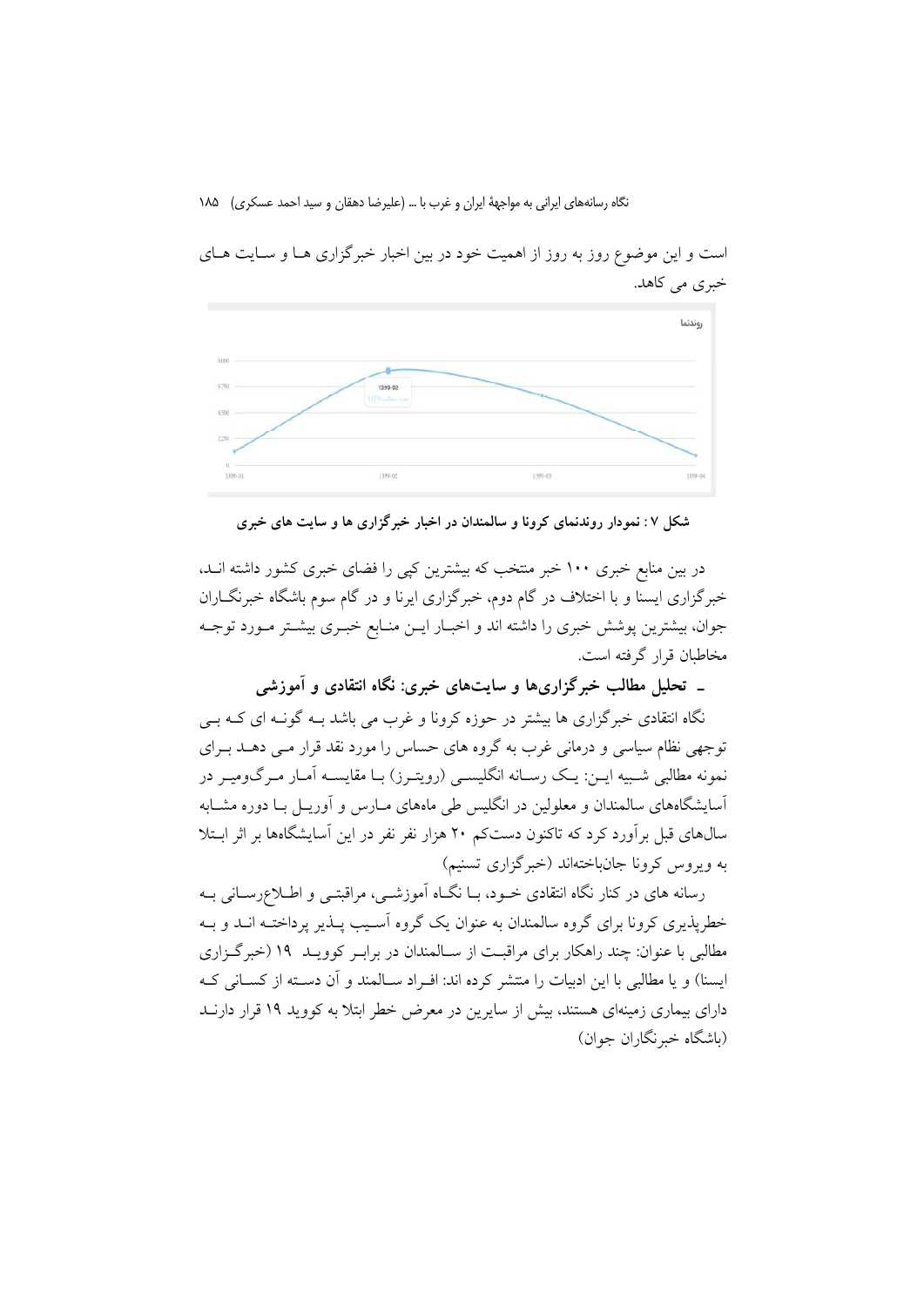است و این موضوع روز به روز از اهمیت خود در بین اخبار خبرگزاری ها و سایت های خبری می کاهد.

شکل ۷ : نمودار روندنمای کرونا و سالمندان در اخبار خبرگزاری ها و سایت های خبری

در بین منابع خبری ۱۰۰ خبر منتخب که بیشترین کپی را فضای خبری کشور داشته اند، خبرگزاری ایسنا و با اختلاف در گام دوم، خبرگزاری ایرنا و در گام سوم باشگاه خبرنگاران جوان، بیشترین پوشش خبری را داشته اند و اخبار این منابع خبری بیشتر مورد توجه مخاطبان قرار گرفته است.

**ـ تحلیل مطالب خبرگزاری‌ها و سایت‌های خبری: نگاه انتقادی و آموزشی**

نگاه انتقادی خبرگزاری ها بیشتر در حوزه کرونا و غرب می باشد به گونه ای که بی توجهی نظام سیاسی و درمانی غرب به گروه های حساس را مورد نقد قرار می دهد برای نمونه مطالبی شبیه این: یک رسانه انگلیسی (رویترز) با مقایسه آمار مرگ‌ومیر در آسایشگاه‌های سالمندان و معلولین در انگلیس طی ماه‌های مارس و آوریل با دوره مشابه سال‌های قبل برآورد کرد که تاکنون دست‌کم ۲۰ هزار نفر در این آسایشگاه‌ها بر اثر ابتلا به ویروس کرونا جان‌باخته‌اند (خبرگزاری تسنیم)

رسانه های در کنار نگاه انتقادی خود، با نگاه آموزشی، مراقبتی و اطلاع‌رسانی به خطرپذیری کرونا برای گروه سالمندان به عنوان یک گروه آسیب پذیر پرداخته اند و به مطالبی با عنوان: چند راهکار برای مراقبت از سالمندان در برابر کووید ۱۹ (خبرگزاری ایسنا) و یا مطالبی با این ادبیات را منتشر کرده اند: افراد سالمند و آن دسته از کسانی که دارای بیماری زمینه‌ای هستند، بیش از سایرین در معرض خطر ابتلا به کووید ۱۹ قرار دارند (باشگاه خبرنگاران جوان)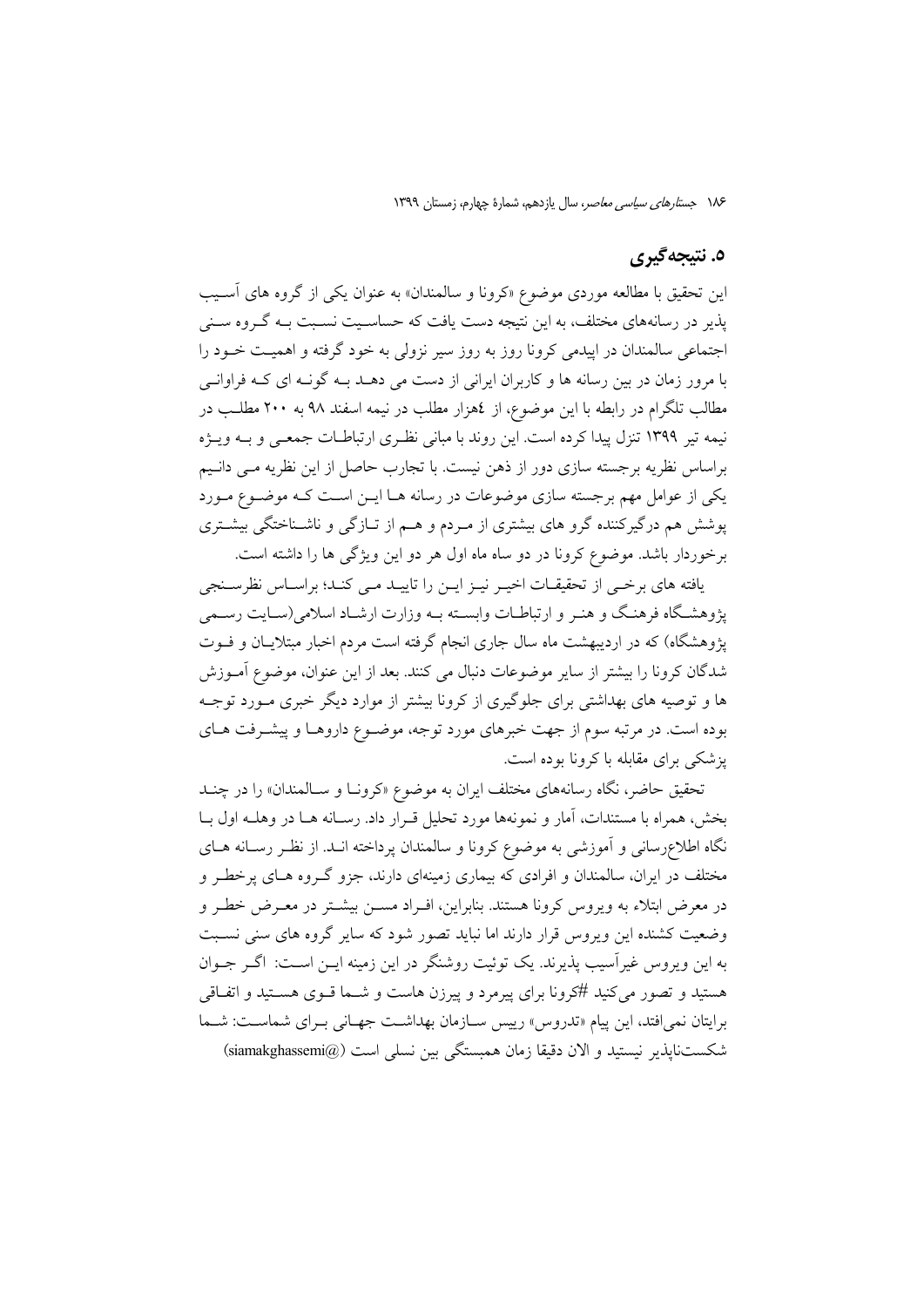## ۵. نتیجه‌گیری

این تحقیق با مطالعه موردی موضوع «کرونا و سالمندان» به عنوان یکی از گروه های آسیب پذیر در رسانه‌های مختلف، به این نتیجه دست یافت که حساسیت نسبت بـه گـروه سـنی اجتماعی سالمندان در اپیدمی کرونا روز به روز سیر نزولی به خود گرفته و اهمیـت خـود را با مرور زمان در بین رسانه ها و کاربران ایرانی از دست می دهـد بـه گونـه ای کـه فراوانـی مطالب تلگرام در رابطه با این موضوع، از ٤هزار مطلب در نیمه اسفند ۹۸ به ۲۰۰ مطلـب در نیمه تیر ۱۳۹۹ تنزل پیدا کرده است. این روند با مبانی نظـری ارتباطـات جمعـی و بـه ویـژه براساس نظریه برجسته سازی دور از ذهن نیست. با تجارب حاصل از این نظریه مـی دانـیم یکی از عوامل مهم برجسته سازی موضوعات در رسانه هـا ایـن اسـت کـه موضـوع مـورد پوشش هم درگیرکننده گرو های بیشتری از مـردم و هـم از تـازگی و ناشـناختگی بیشـتری برخوردار باشد. موضوع کرونا در دو ساه ماه اول هر دو این ویژگی ها را داشته است.

یافته های برخـی از تحقیقـات اخیـر نیـز ایـن را تاییـد مـی کنـد؛ براسـاس نظرسـنجی پژوهشـگاه فرهنـگ و هنـر و ارتباطـات وابسـته بـه وزارت ارشـاد اسلامی(سـایت رسـمی پژوهشگاه) که در اردیبهشت ماه سال جاری انجام گرفته است مردم اخبار مبتلایـان و فـوت شدگان کرونا را بیشتر از سایر موضوعات دنبال می کنند. بعد از این عنوان، موضوع آمـوزش ها و توصیه های بهداشتی برای جلوگیری از کرونا بیشتر از موارد دیگر خبری مـورد توجـه بوده است. در مرتبه سوم از جهت خبرهای مورد توجه، موضـوع داروهـا و پیشـرفت هـای پزشکی برای مقابله با کرونا بوده است.

تحقیق حاضر، نگاه رسانه‌های مختلف ایران به موضوع «کرونـا و سـالمندان» را در چنـد بخش، همراه با مستندات، آمار و نمونه‌ها مورد تحلیل قـرار داد. رسـانه هـا در وهلـه اول بـا نگاه اطلاع‌رسانی و آموزشی به موضوع کرونا و سالمندان پرداخته انـد. از نظـر رسـانه هـای مختلف در ایران، سالمندان و افرادی که بیماری زمینه‌ای دارند، جزو گـروه هـای پرخطـر و در معرض ابتلاء به ویروس کرونا هستند. بنابراین، افـراد مسـن بیشـتر در معـرض خطـر و وضعیت کشنده این ویروس قرار دارند اما نباید تصور شود که سایر گروه های سنی نسـبت به این ویروس غیرآسیب پذیرند. یک توئیت روشنگر در این زمینه ایـن اسـت: اگـر جـوان هستید و تصور می‌کنید #کرونا برای پیرمرد و پیرزن هاست و شـما قـوی هسـتید و اتفـاقی برایتان نمی‌افتد، این پیام «تدروس» رییس سـازمان بهداشـت جهـانی بـرای شماسـت: شـما شکست‌ناپذیر نیستید و الان دقیقا زمان همبستگی بین نسلی است (siamakghassemi@)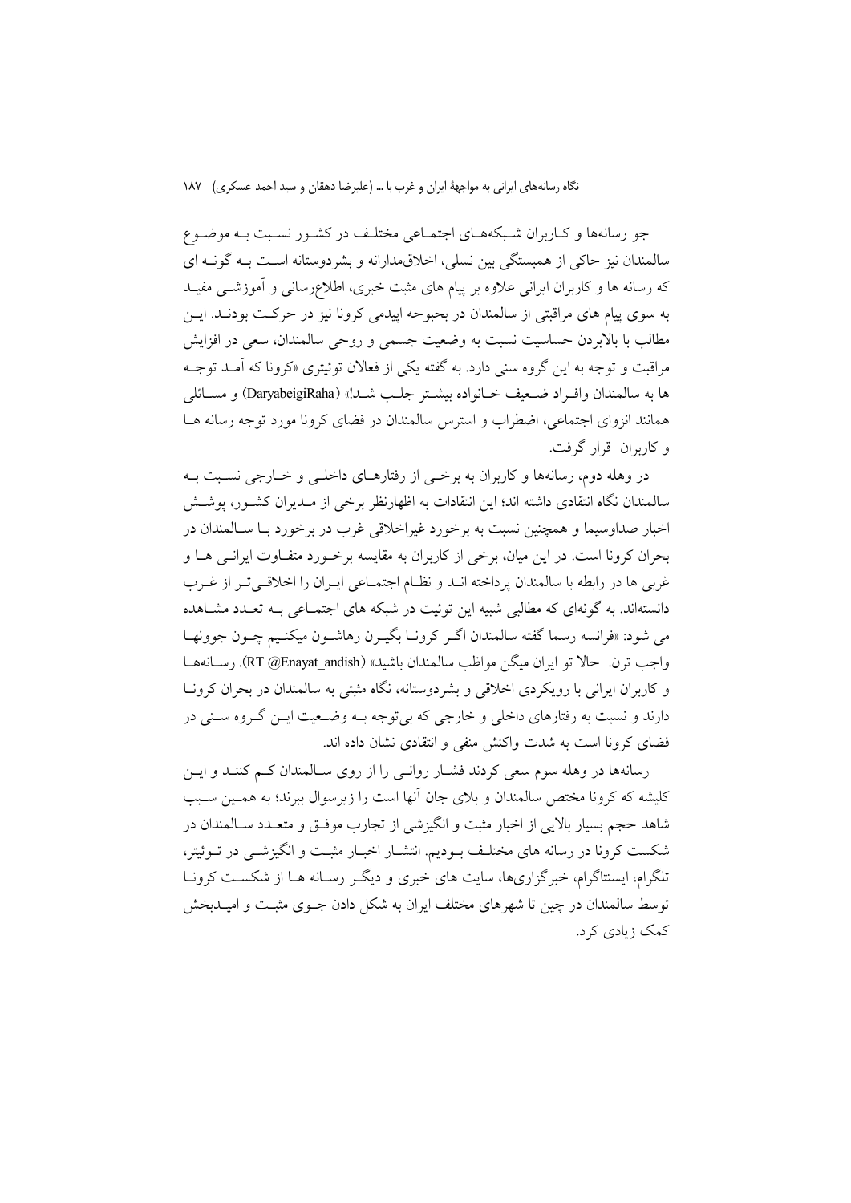جو رسانه‌ها و کاربران شبکه‌های اجتماعی مختلف در کشور نسبت به موضوع سالمندان نیز حاکی از همبستگی بین نسلی، اخلاق‌مدارانه و بشردوستانه است به گونه ای که رسانه ها و کاربران ایرانی علاوه بر پیام های مثبت خبری، اطلاع‌رسانی و آموزشی مفید به سوی پیام های مراقبتی از سالمندان در بحبوحه اپیدمی کرونا نیز در حرکت بودند. این مطالب با بالابردن حساسیت نسبت به وضعیت جسمی و روحی سالمندان، سعی در افزایش مراقبت و توجه به این گروه سنی دارد. به گفته یکی از فعالان توئیتری «کرونا که آمد توجه ها به سالمندان وافراد ضعیف خانواده بیشتر جلب شد!» (DaryabeigiRaha) و مسائلی همانند انزوای اجتماعی، اضطراب و استرس سالمندان در فضای کرونا مورد توجه رسانه ها و کاربران قرار گرفت.

در وهله دوم، رسانه‌ها و کاربران به برخی از رفتارهای داخلی و خارجی نسبت به سالمندان نگاه انتقادی داشته اند؛ این انتقادات به اظهارنظر برخی از مدیران کشور، پوشش اخبار صداوسیما و همچنین نسبت به برخورد غیراخلاقی غرب در برخورد با سالمندان در بحران کرونا است. در این میان، برخی از کاربران به مقایسه برخورد متفاوت ایرانی ها و غربی ها در رابطه با سالمندان پرداخته اند و نظام اجتماعی ایران را اخلاقی‌تر از غرب دانسته‌اند. به گونه‌ای که مطالبی شبیه این توئیت در شبکه های اجتماعی به تعدد مشاهده می شود: «فرانسه رسما گفته سالمندان اگر کرونا بگیرن رهاشون میکنیم چون جوونها واجب ترن. حالا تو ایران میگن مواظب سالمندان باشید» (RT @Enayat_andish). رسانه‌ها و کاربران ایرانی با رویکردی اخلاقی و بشردوستانه، نگاه مثبتی به سالمندان در بحران کرونا دارند و نسبت به رفتارهای داخلی و خارجی که بی‌توجه به وضعیت این گروه سنی در فضای کرونا است به شدت واکنش منفی و انتقادی نشان داده اند.

رسانه‌ها در وهله سوم سعی کردند فشار روانی را از روی سالمندان کم کنند و این کلیشه که کرونا مختص سالمندان و بلای جان آنها است را زیرسوال ببرند؛ به همین سبب شاهد حجم بسیار بالایی از اخبار مثبت و انگیزشی از تجارب موفق و متعدد سالمندان در شکست کرونا در رسانه های مختلف بودیم. انتشار اخبار مثبت و انگیزشی در توئیتر، تلگرام، ایسنتاگرام، خبرگزاری‌ها، سایت های خبری و دیگر رسانه ها از شکست کرونا توسط سالمندان در چین تا شهرهای مختلف ایران به شکل دادن جوی مثبت و امیدبخش کمک زیادی کرد.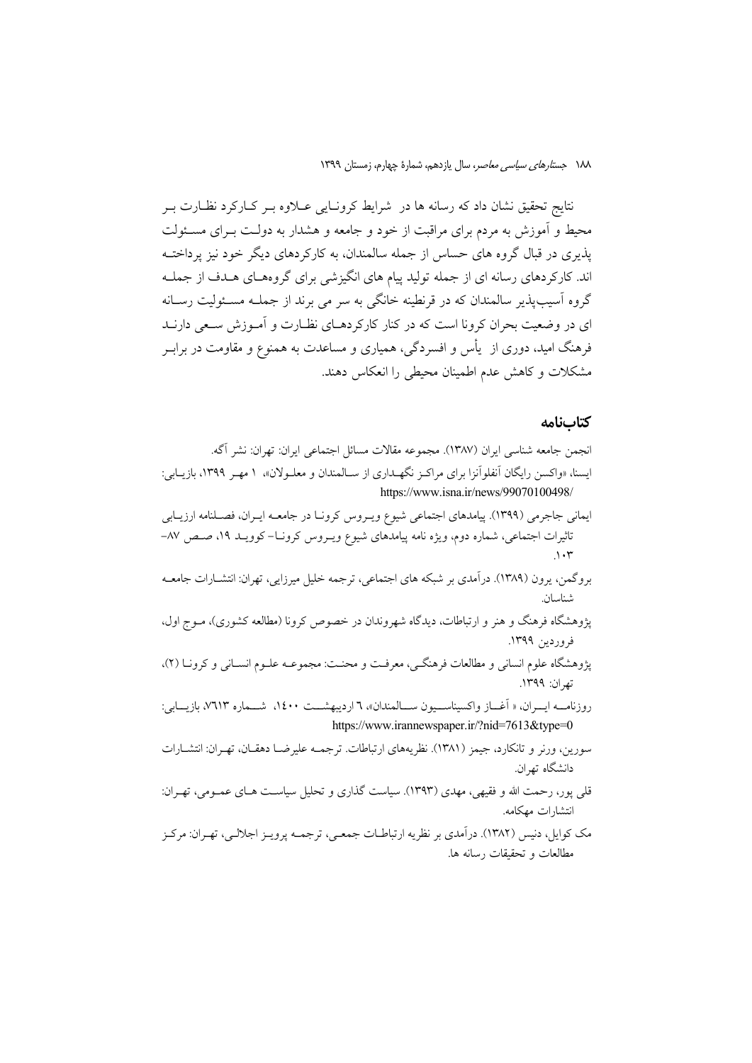نتایج تحقیق نشان داد که رسانه ها در شرایط کرونایی علاوه بر کارکرد نظارت بر محیط و آموزش به مردم برای مراقبت از خود و جامعه و هشدار به دولت برای مسئولت پذیری در قبال گروه های حساس از جمله سالمندان، به کارکردهای دیگر خود نیز پرداخته اند. کارکردهای رسانه ای از جمله تولید پیام های انگیزشی برای گروههای هدف از جمله گروه آسیب‌پذیر سالمندان که در قرنطینه خانگی به سر می برند از جمله مسئولیت رسانه ای در وضعیت بحران کرونا است که در کنار کارکردهای نظارت و آموزش سعی دارند فرهنگ امید، دوری از یأس و افسردگی، همیاری و مساعدت به همنوع و مقاومت در برابر مشکلات و کاهش عدم اطمینان محیطی را انعکاس دهند.

## کتاب‌نامه

انجمن جامعه شناسی ایران (۱۳۸۷). مجموعه مقالات مسائل اجتماعی ایران: تهران: نشر آگه.

ایسنا، «واکسن رایگان آنفلوآنزا برای مراکز نگهداری از سالمندان و معلولان»، ۱ مهر ۱۳۹۹، بازیابی: https://www.isna.ir/news/99070100498/

ایمانی جاجرمی (۱۳۹۹). پیامدهای اجتماعی شیوع ویروس کرونا در جامعه ایران، فصلنامه ارزیابی تاثیرات اجتماعی، شماره دوم، ویژه نامه پیامدهای شیوع ویروس کرونا- کووید ۱۹، صص ۸۷-۱۰۳.

بروگمن، یرون (۱۳۸۹). درآمدی بر شبکه های اجتماعی، ترجمه خلیل میرزایی، تهران: انتشارات جامعه شناسان.

پژوهشگاه فرهنگ و هنر و ارتباطات، دیدگاه شهروندان در خصوص کرونا (مطالعه کشوری)، موج اول، فروردین ۱۳۹۹.

پژوهشگاه علوم انسانی و مطالعات فرهنگی، معرفت و محنت: مجموعه علوم انسانی و کرونا (۲)، تهران: ۱۳۹۹.

روزنامه ایران، « آغاز واکسیناسیون سالمندان»، ٦ اردیبهشت ۱٤۰۰، شماره ۷٦۱۳، بازیابی: https://www.irannewspaper.ir/?nid=7613&type=0

سورین، ورنر و تانکارد، جیمز (۱۳۸۱). نظریه‌های ارتباطات. ترجمه علیرضا دهقان، تهران: انتشارات دانشگاه تهران.

قلی پور، رحمت الله و فقیهی، مهدی (۱۳۹۳). سیاست گذاری و تحلیل سیاست های عمومی، تهران: انتشارات مهکامه.

مک کوایل، دنیس (۱۳۸۲). درآمدی بر نظریه ارتباطات جمعی، ترجمه پرویز اجلالی، تهران: مرکز مطالعات و تحقیقات رسانه ها.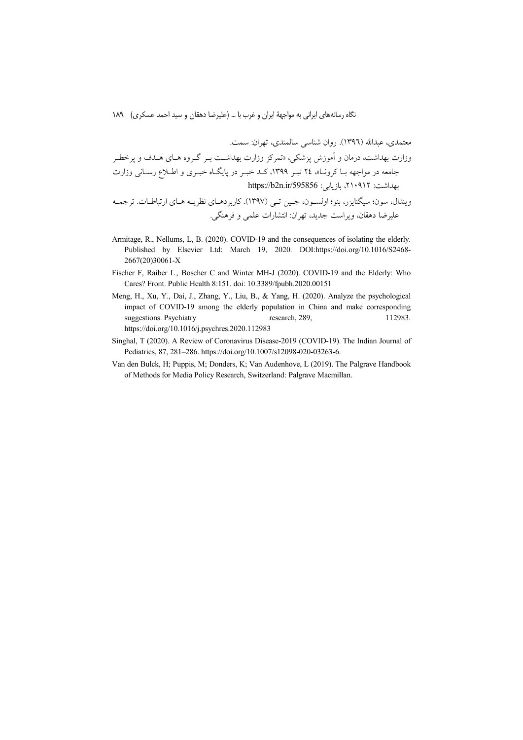معتمدی، عبدالله (۱۳۹٦). روان شناسی سالمندی، تهران: سمت.

وزارت بهداشت، درمان و آموزش پزشکی، «تمرکز وزارت بهداشت بر گروه های هدف و پرخطر جامعه در مواجهه با کرونا»، ٢٤ تیر ۱۳۹۹، کد خبر در پایگاه خبری و اطلاع رسانی وزارت بهداشت: ۲۱۰۹۱۲، بازیابی: https://b2n.ir/595856

ویندال، سون؛ سیگنایزر، بنو؛ اولسون، جین تی (۱۳۹۷). کاربردهای نظریه های ارتباطات. ترجمه علیرضا دهقان، ویراست جدید، تهران: انتشارات علمی و فرهنگی.

Armitage, R., Nellums, L, B. (2020). COVID-19 and the consequences of isolating the elderly. Published by Elsevier Ltd: March 19, 2020. DOI:https://doi.org/10.1016/S2468-2667(20)30061-X

Fischer F, Raiber L., Boscher C and Winter MH-J (2020). COVID-19 and the Elderly: Who Cares? Front. Public Health 8:151. doi: 10.3389/fpubh.2020.00151

Meng, H., Xu, Y., Dai, J., Zhang, Y., Liu, B., & Yang, H. (2020). Analyze the psychological impact of COVID-19 among the elderly population in China and make corresponding suggestions. Psychiatry research, 289, 112983. https://doi.org/10.1016/j.psychres.2020.112983

Singhal, T (2020). A Review of Coronavirus Disease-2019 (COVID-19). The Indian Journal of Pediatrics, 87, 281–286. https://doi.org/10.1007/s12098-020-03263-6.

Van den Bulck, H; Puppis, M; Donders, K; Van Audenhove, L (2019). The Palgrave Handbook of Methods for Media Policy Research, Switzerland: Palgrave Macmillan.